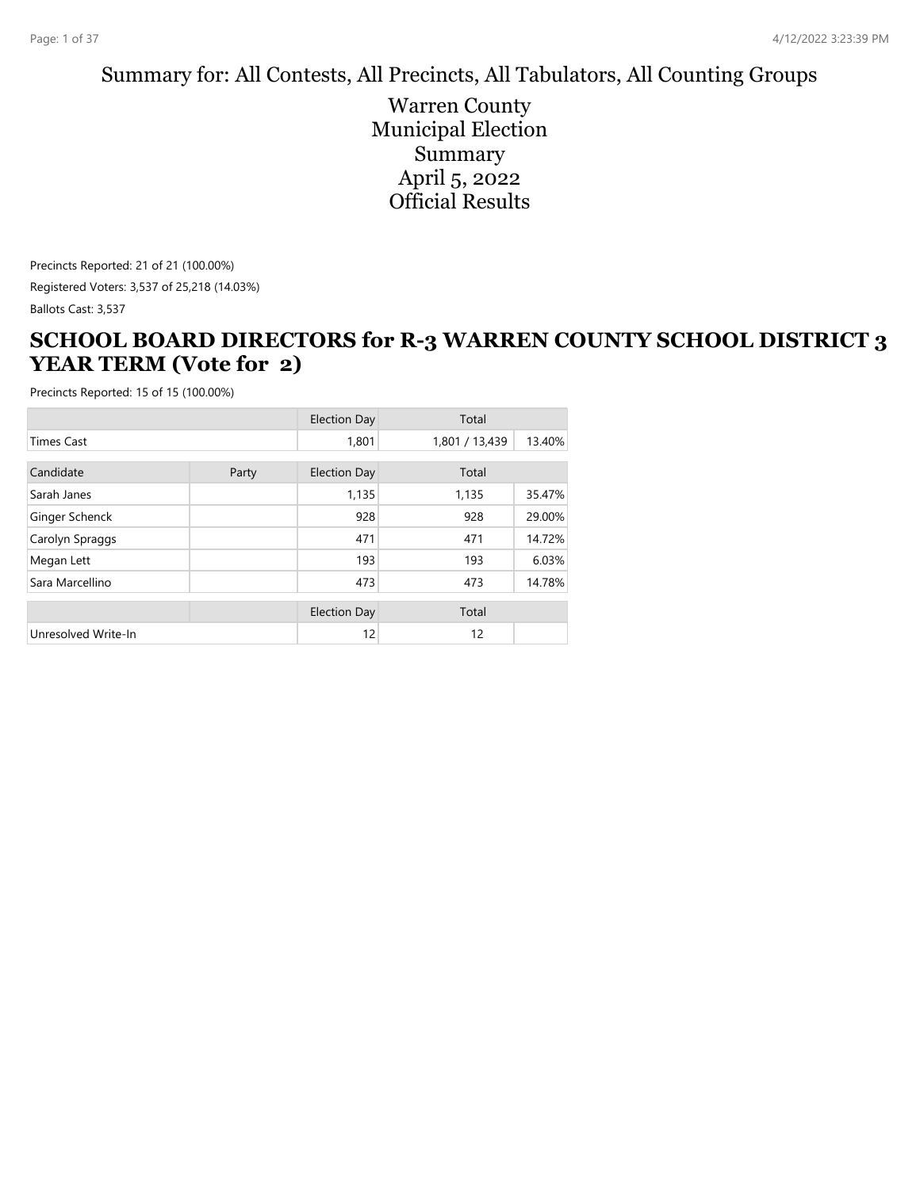# Summary for: All Contests, All Precincts, All Tabulators, All Counting Groups

Warren County
Municipal Election
Summary
April 5, 2022
Official Results

Precincts Reported: 21 of 21 (100.00%)

Registered Voters: 3,537 of 25,218 (14.03%)

Ballots Cast: 3,537

## SCHOOL BOARD DIRECTORS for R-3 WARREN COUNTY SCHOOL DISTRICT 3 YEAR TERM (Vote for 2)

Precincts Reported: 15 of 15 (100.00%)

| | | Election Day | Total | |
|---|---|---|---|---|
| Times Cast | | 1,801 | 1,801 / 13,439 | 13.40% |

| Candidate | Party | Election Day | Total | |
|---|---|---|---|---|
| Sarah Janes | | 1,135 | 1,135 | 35.47% |
| Ginger Schenck | | 928 | 928 | 29.00% |
| Carolyn Spraggs | | 471 | 471 | 14.72% |
| Megan Lett | | 193 | 193 | 6.03% |
| Sara Marcellino | | 473 | 473 | 14.78% |

| | | Election Day | Total | |
|---|---|---|---|---|
| Unresolved Write-In | | 12 | 12 | |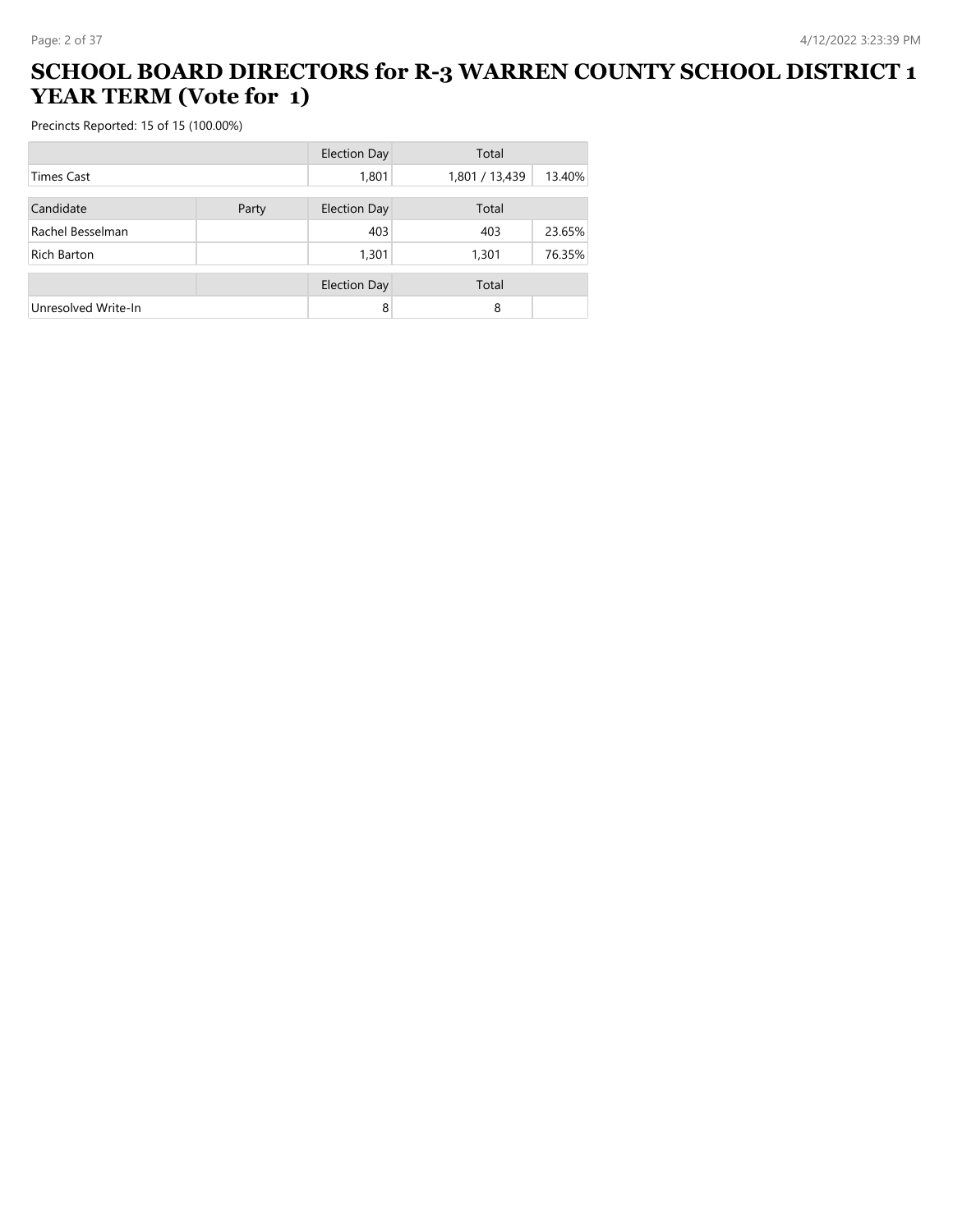# SCHOOL BOARD DIRECTORS for R-3 WARREN COUNTY SCHOOL DISTRICT 1 YEAR TERM (Vote for 1)

Precincts Reported: 15 of 15 (100.00%)

| | | Election Day | Total | |
|---|---|---|---|---|
| Times Cast | | 1,801 | 1,801 / 13,439 | 13.40% |

| Candidate | Party | Election Day | Total | |
|---|---|---|---|---|
| Rachel Besselman | | 403 | 403 | 23.65% |
| Rich Barton | | 1,301 | 1,301 | 76.35% |

| | | Election Day | Total | |
|---|---|---|---|---|
| Unresolved Write-In | | 8 | 8 | |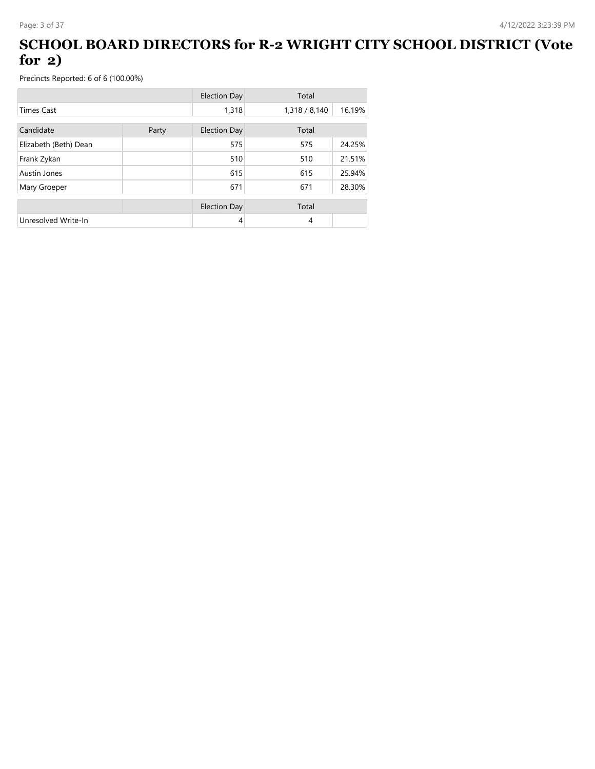# SCHOOL BOARD DIRECTORS for R-2 WRIGHT CITY SCHOOL DISTRICT (Vote for 2)

Precincts Reported: 6 of 6 (100.00%)

| | Election Day | Total | |
|---|---|---|---|
| Times Cast | 1,318 | 1,318 / 8,140 | 16.19% |

| Candidate | Party | Election Day | Total | |
|---|---|---|---|---|
| Elizabeth (Beth) Dean | | 575 | 575 | 24.25% |
| Frank Zykan | | 510 | 510 | 21.51% |
| Austin Jones | | 615 | 615 | 25.94% |
| Mary Groeper | | 671 | 671 | 28.30% |

| | | Election Day | Total | |
|---|---|---|---|---|
| Unresolved Write-In | | 4 | 4 | |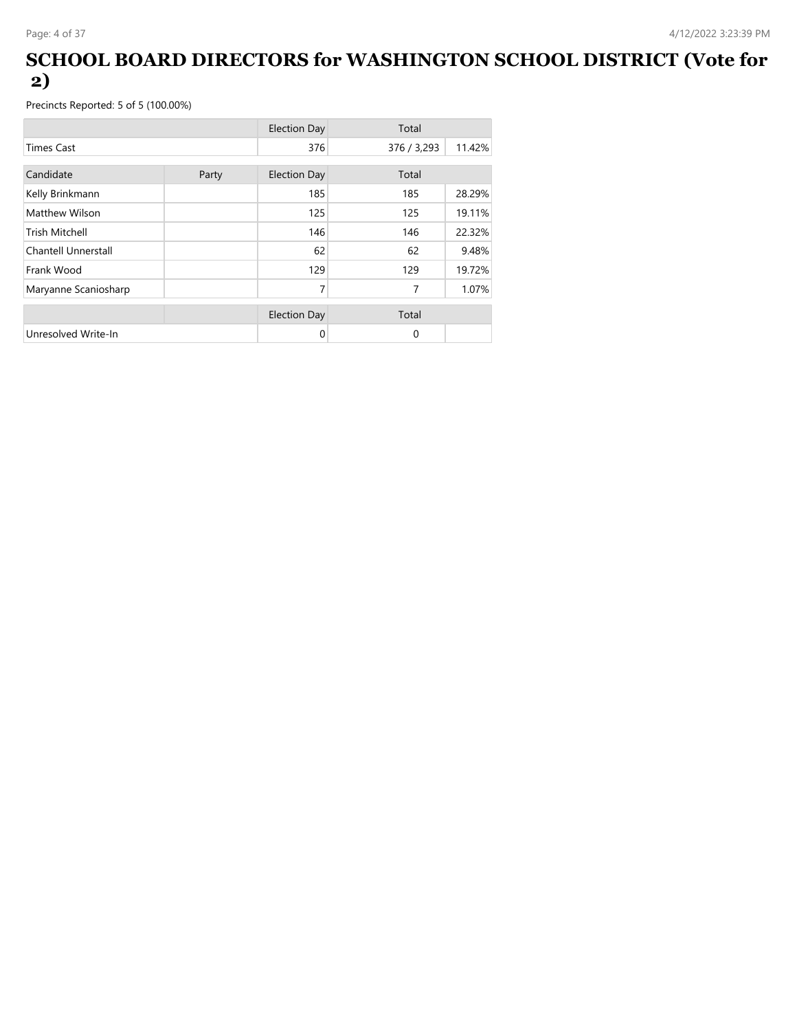# SCHOOL BOARD DIRECTORS for WASHINGTON SCHOOL DISTRICT (Vote for 2)

Precincts Reported: 5 of 5 (100.00%)

| | | Election Day | Total | |
|---|---|---|---|---|
| Times Cast | | 376 | 376 / 3,293 | 11.42% |

| Candidate | Party | Election Day | Total | |
|---|---|---|---|---|
| Kelly Brinkmann | | 185 | 185 | 28.29% |
| Matthew Wilson | | 125 | 125 | 19.11% |
| Trish Mitchell | | 146 | 146 | 22.32% |
| Chantell Unnerstall | | 62 | 62 | 9.48% |
| Frank Wood | | 129 | 129 | 19.72% |
| Maryanne Scaniosharp | | 7 | 7 | 1.07% |

| | | Election Day | Total | |
|---|---|---|---|---|
| Unresolved Write-In | | 0 | 0 | |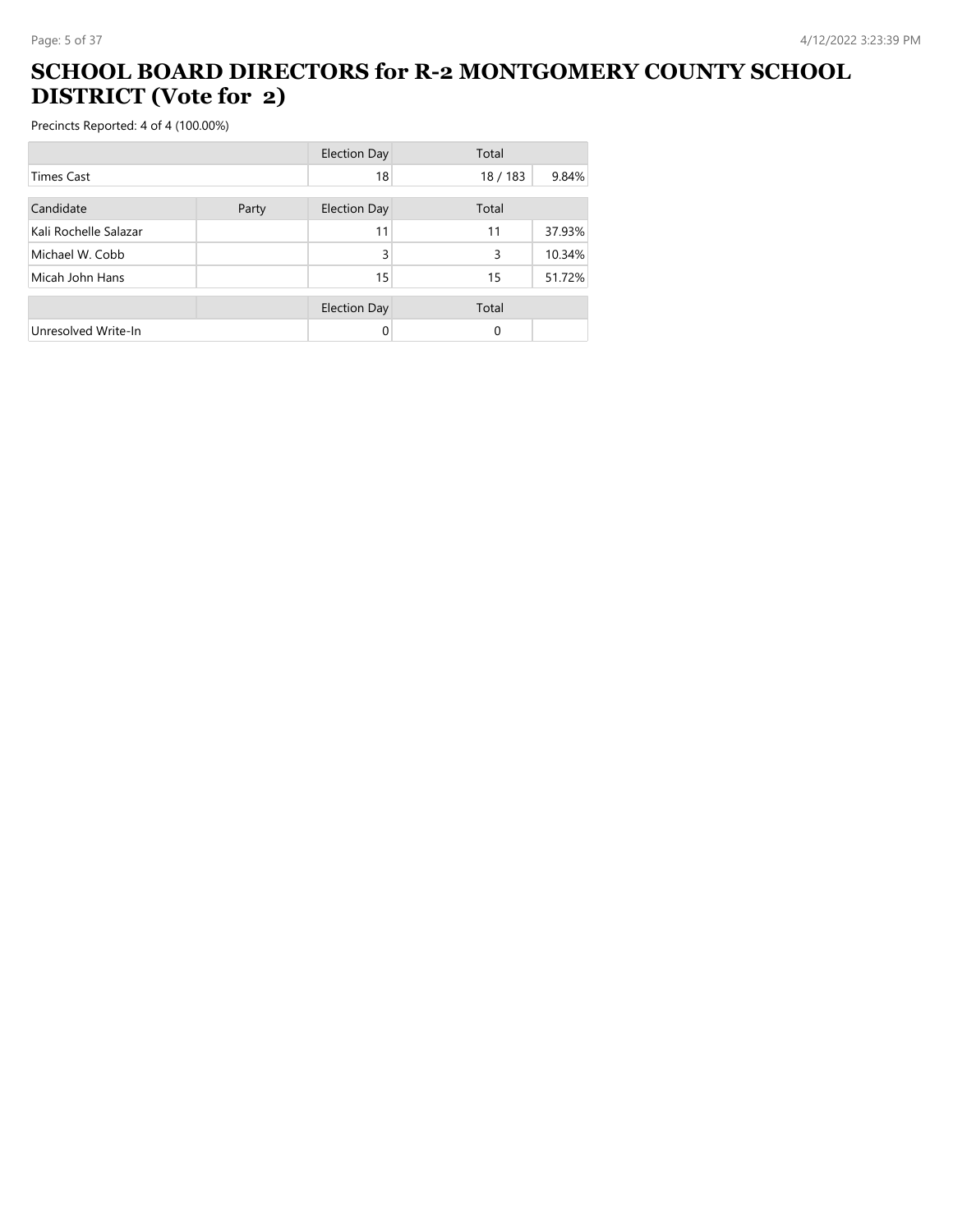# SCHOOL BOARD DIRECTORS for R-2 MONTGOMERY COUNTY SCHOOL DISTRICT (Vote for 2)

Precincts Reported: 4 of 4 (100.00%)

| | | Election Day | Total | |
|---|---|---|---|---|
| Times Cast | | 18 | 18 / 183 | 9.84% |

| Candidate | Party | Election Day | Total | |
|---|---|---|---|---|
| Kali Rochelle Salazar | | 11 | 11 | 37.93% |
| Michael W. Cobb | | 3 | 3 | 10.34% |
| Micah John Hans | | 15 | 15 | 51.72% |

| | | Election Day | Total | |
|---|---|---|---|---|
| Unresolved Write-In | | 0 | 0 | |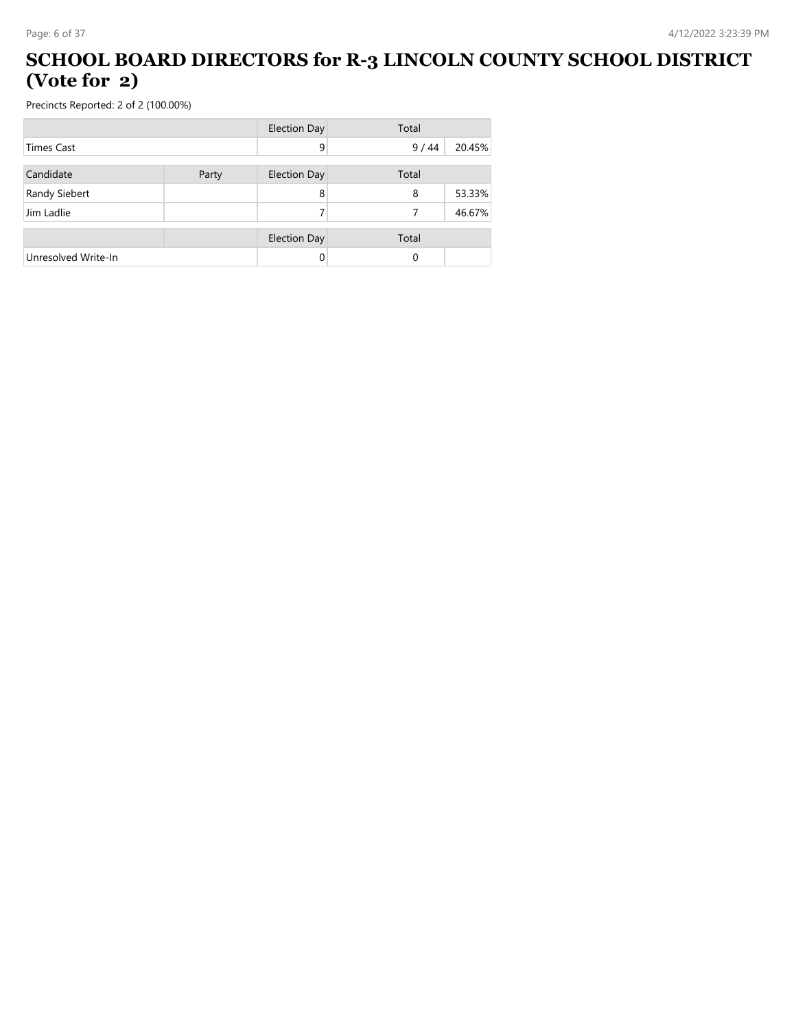# SCHOOL BOARD DIRECTORS for R-3 LINCOLN COUNTY SCHOOL DISTRICT (Vote for 2)

Precincts Reported: 2 of 2 (100.00%)

| | | Election Day | Total | |
|---|---|---|---|---|
| Times Cast | | 9 | 9 / 44 | 20.45% |

| Candidate | Party | Election Day | Total | |
|---|---|---|---|---|
| Randy Siebert | | 8 | 8 | 53.33% |
| Jim Ladlie | | 7 | 7 | 46.67% |

| | | Election Day | Total | |
|---|---|---|---|---|
| Unresolved Write-In | | 0 | 0 | |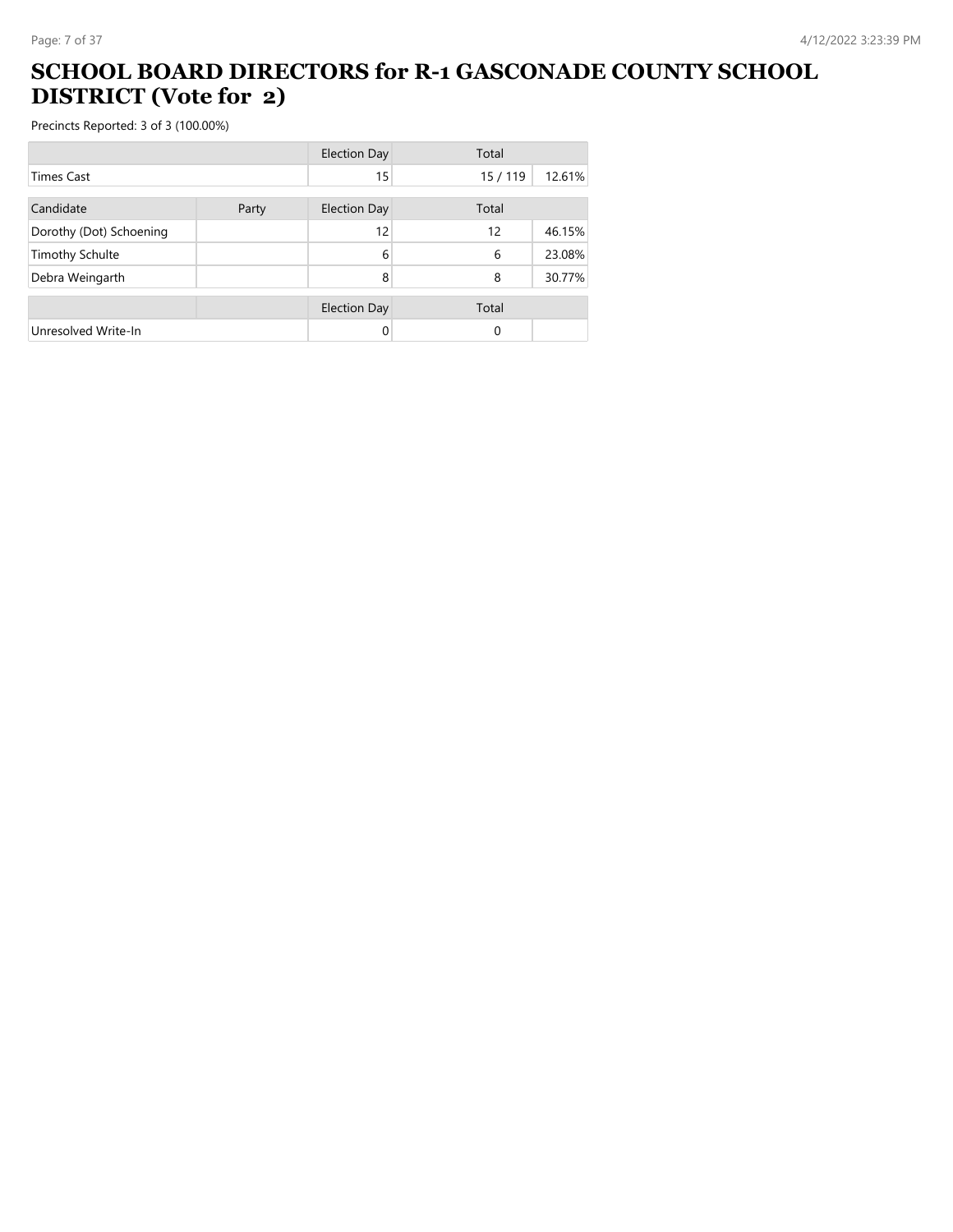# SCHOOL BOARD DIRECTORS for R-1 GASCONADE COUNTY SCHOOL DISTRICT (Vote for 2)

Precincts Reported: 3 of 3 (100.00%)

| | | Election Day | Total | |
|---|---|---|---|---|
| Times Cast | | 15 | 15 / 119 | 12.61% |

| Candidate | Party | Election Day | Total | |
|---|---|---|---|---|
| Dorothy (Dot) Schoening | | 12 | 12 | 46.15% |
| Timothy Schulte | | 6 | 6 | 23.08% |
| Debra Weingarth | | 8 | 8 | 30.77% |

| | | Election Day | Total | |
|---|---|---|---|---|
| Unresolved Write-In | | 0 | 0 | |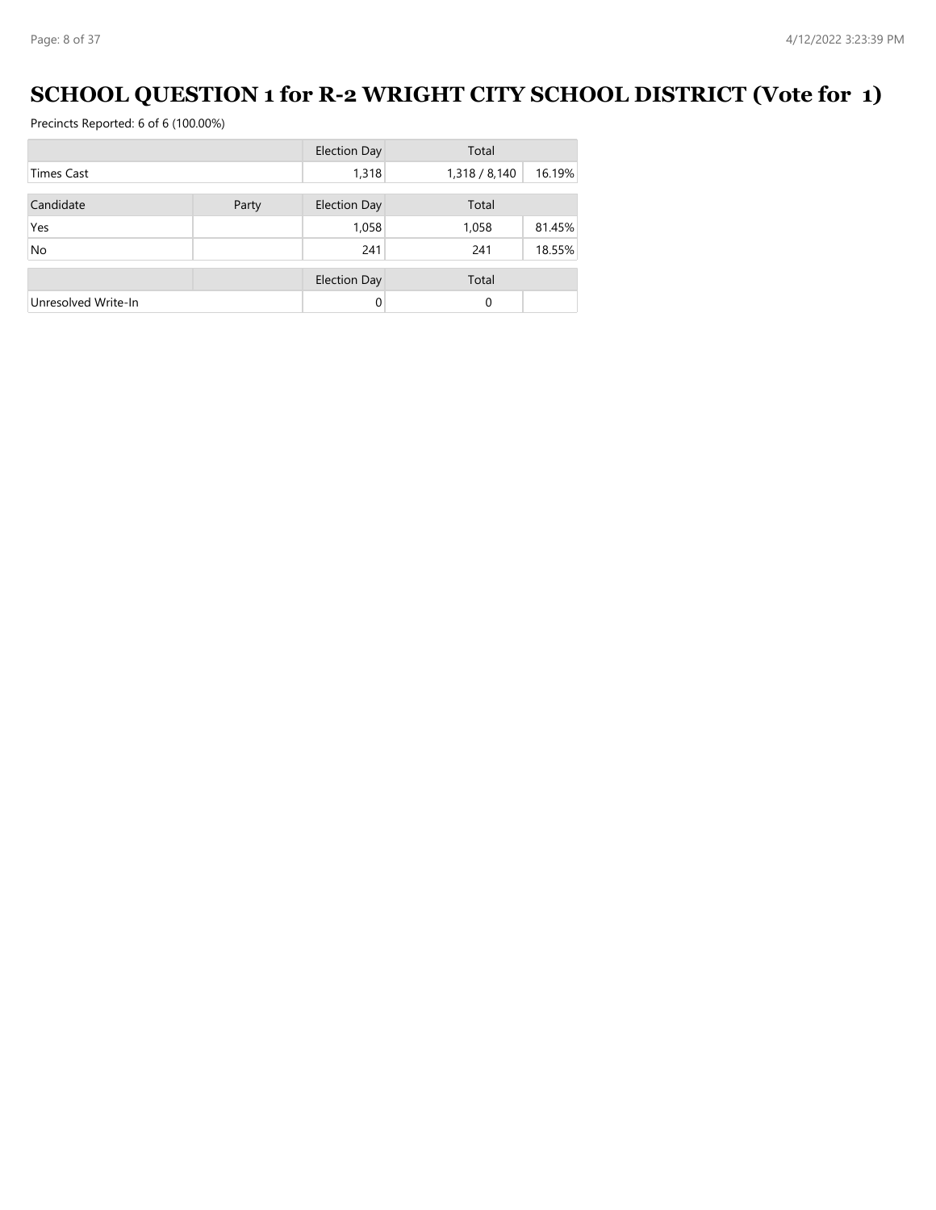# SCHOOL QUESTION 1 for R-2 WRIGHT CITY SCHOOL DISTRICT (Vote for 1)

Precincts Reported: 6 of 6 (100.00%)

| | | Election Day | Total | |
|---|---|---|---|---|
| Times Cast | | 1,318 | 1,318 / 8,140 | 16.19% |

| Candidate | Party | Election Day | Total | |
|---|---|---|---|---|
| Yes | | 1,058 | 1,058 | 81.45% |
| No | | 241 | 241 | 18.55% |

| | | Election Day | Total | |
|---|---|---|---|---|
| Unresolved Write-In | | 0 | 0 | |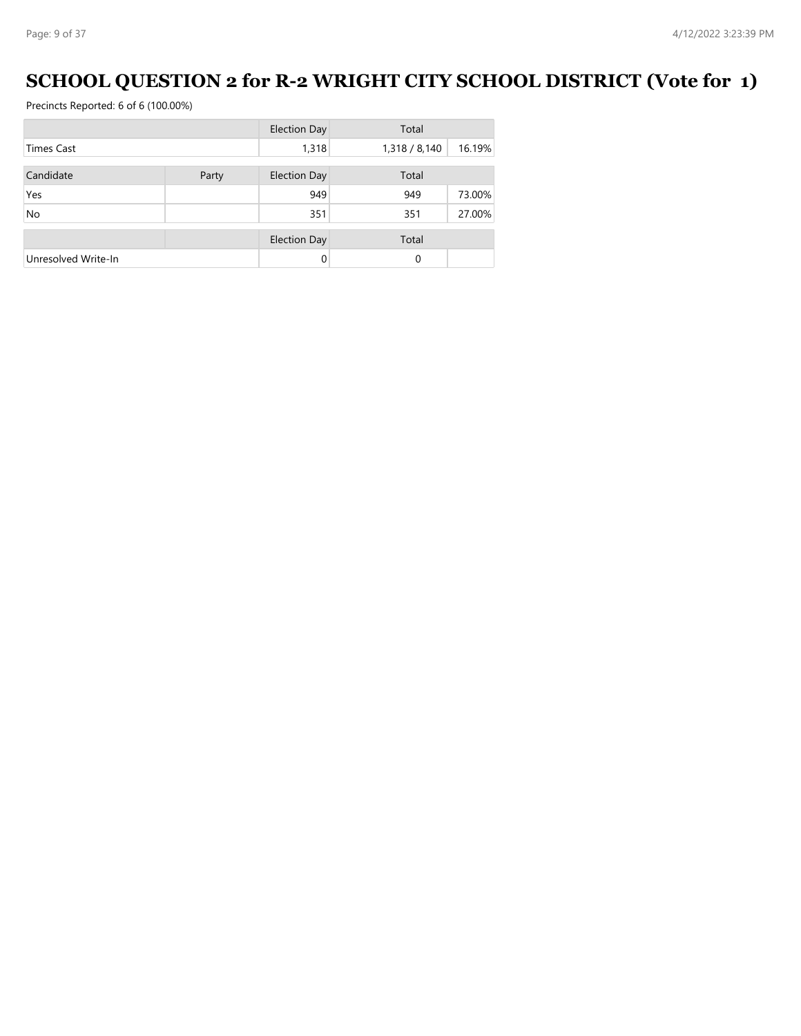# SCHOOL QUESTION 2 for R-2 WRIGHT CITY SCHOOL DISTRICT (Vote for 1)

Precincts Reported: 6 of 6 (100.00%)

| | | Election Day | Total | |
|---|---|---|---|---|
| Times Cast | | 1,318 | 1,318 / 8,140 | 16.19% |

| Candidate | Party | Election Day | Total | |
|---|---|---|---|---|
| Yes | | 949 | 949 | 73.00% |
| No | | 351 | 351 | 27.00% |

| | | Election Day | Total | |
|---|---|---|---|---|
| Unresolved Write-In | | 0 | 0 | |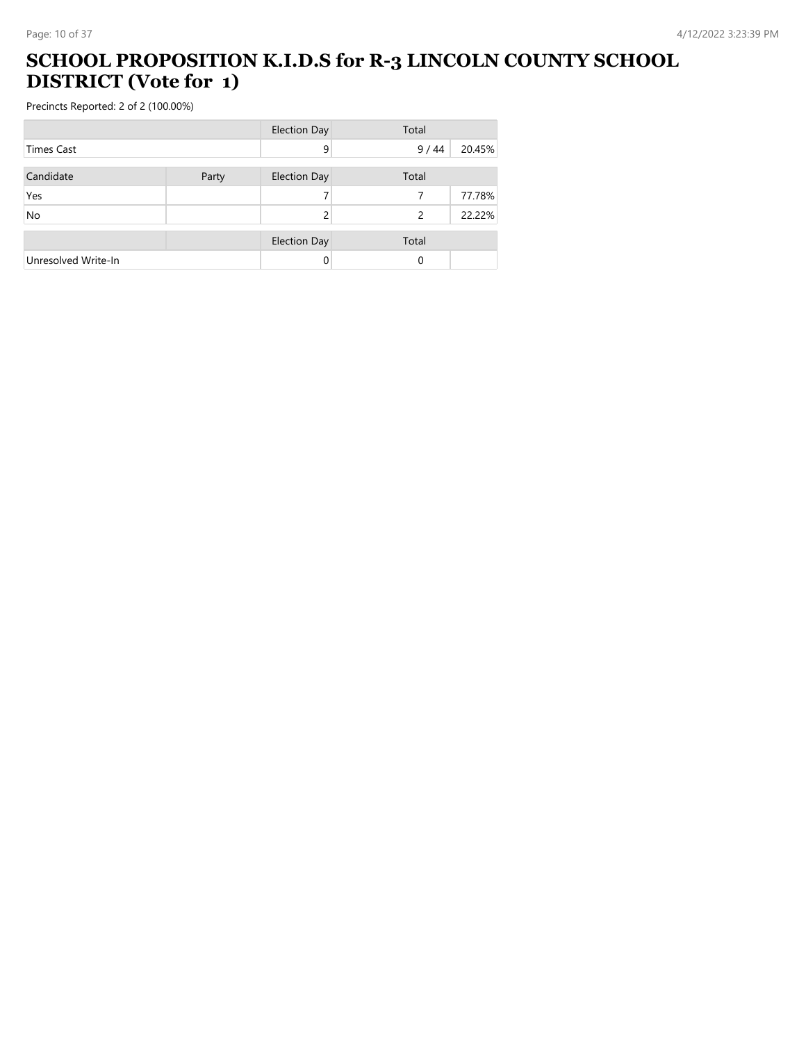# SCHOOL PROPOSITION K.I.D.S for R-3 LINCOLN COUNTY SCHOOL DISTRICT (Vote for 1)

Precincts Reported: 2 of 2 (100.00%)

| | | Election Day | Total | |
|---|---|---|---|---|
| Times Cast | | 9 | 9 / 44 | 20.45% |

| Candidate | Party | Election Day | Total | |
|---|---|---|---|---|
| Yes | | 7 | 7 | 77.78% |
| No | | 2 | 2 | 22.22% |

| | | Election Day | Total | |
|---|---|---|---|---|
| Unresolved Write-In | | 0 | 0 | |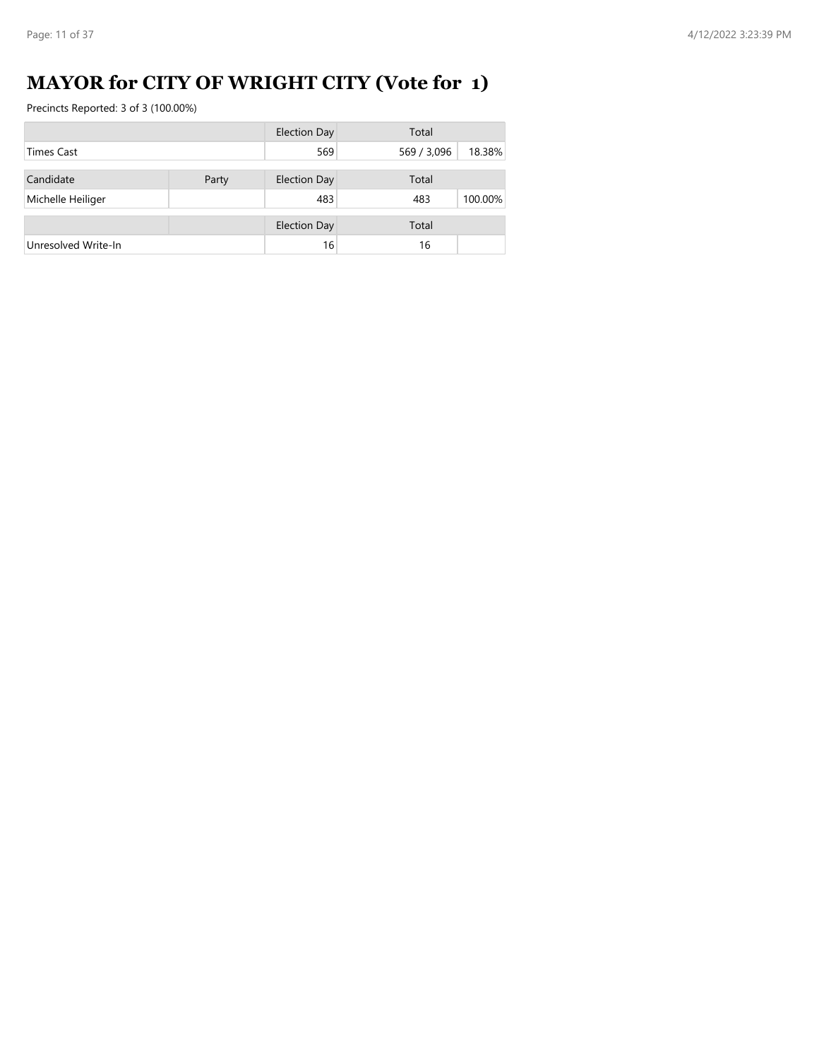# MAYOR for CITY OF WRIGHT CITY (Vote for 1)

Precincts Reported: 3 of 3 (100.00%)

| | | Election Day | Total | |
|---|---|---|---|---|
| Times Cast | | 569 | 569 / 3,096 | 18.38% |

| Candidate | Party | Election Day | Total | |
|---|---|---|---|---|
| Michelle Heiliger | | 483 | 483 | 100.00% |

| | | Election Day | Total | |
|---|---|---|---|---|
| Unresolved Write-In | | 16 | 16 | |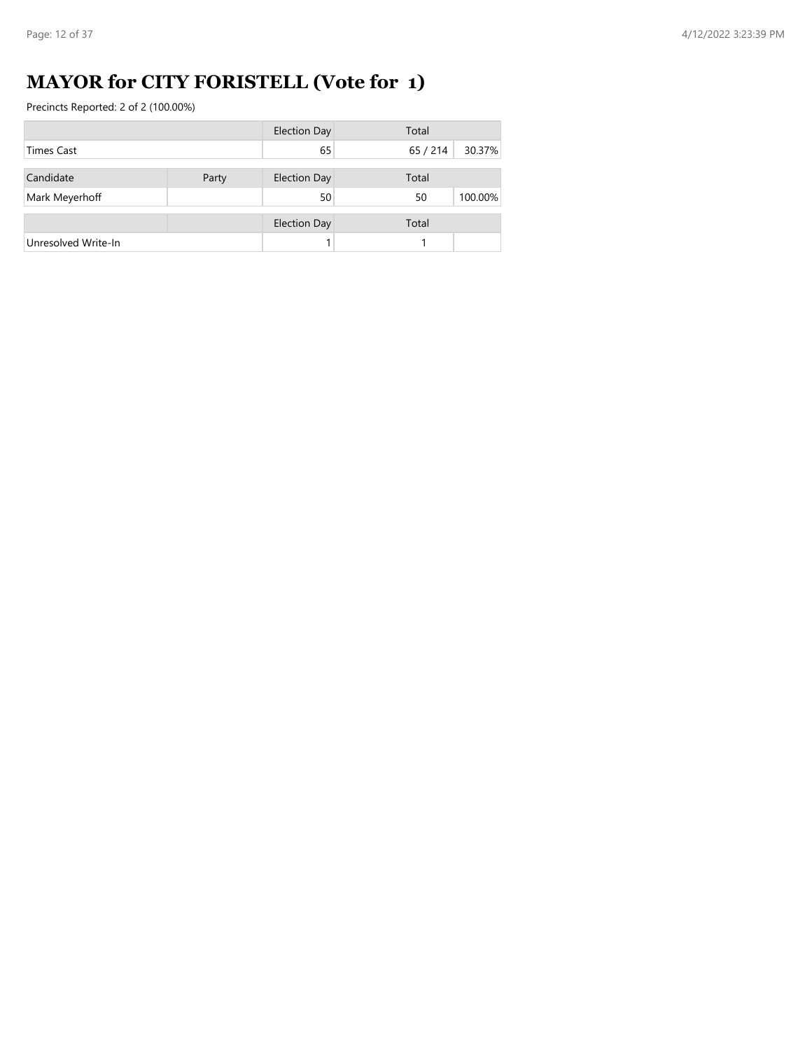# MAYOR for CITY FORISTELL (Vote for 1)

Precincts Reported: 2 of 2 (100.00%)

| | Election Day | Total | |
|---|---|---|---|
| Times Cast | 65 | 65 / 214 | 30.37% |

| Candidate | Party | Election Day | Total | |
|---|---|---|---|---|
| Mark Meyerhoff | | 50 | 50 | 100.00% |

| | | Election Day | Total | |
|---|---|---|---|---|
| Unresolved Write-In | | 1 | 1 | |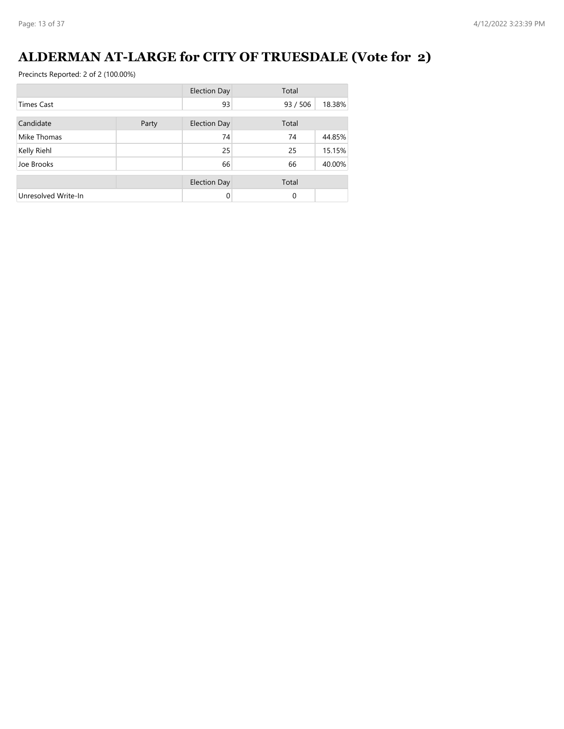# ALDERMAN AT-LARGE for CITY OF TRUESDALE (Vote for 2)

Precincts Reported: 2 of 2 (100.00%)

| | | Election Day | Total | |
|---|---|---|---|---|
| Times Cast | | 93 | 93 / 506 | 18.38% |

| Candidate | Party | Election Day | Total | |
|---|---|---|---|---|
| Mike Thomas | | 74 | 74 | 44.85% |
| Kelly Riehl | | 25 | 25 | 15.15% |
| Joe Brooks | | 66 | 66 | 40.00% |

| | | Election Day | Total | |
|---|---|---|---|---|
| Unresolved Write-In | | 0 | 0 | |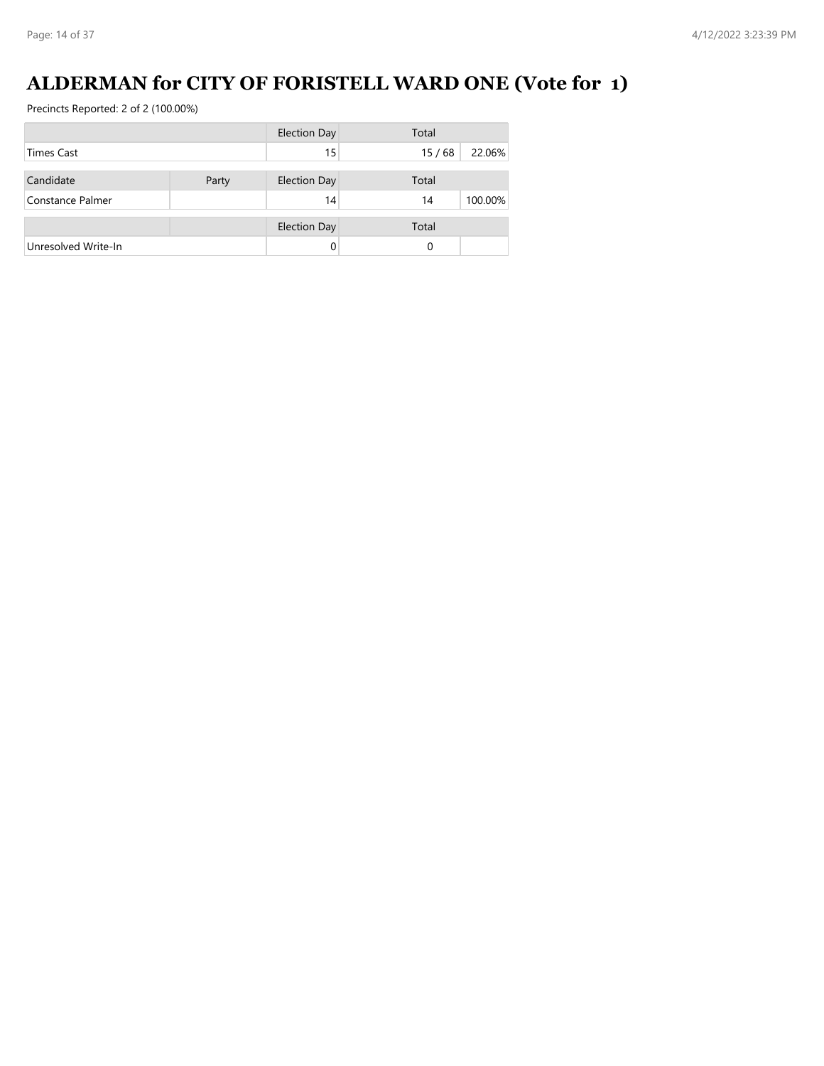# ALDERMAN for CITY OF FORISTELL WARD ONE (Vote for 1)

Precincts Reported: 2 of 2 (100.00%)

| | | Election Day | Total | |
|---|---|---|---|---|
| Times Cast | | 15 | 15 / 68 | 22.06% |

| Candidate | Party | Election Day | Total | |
|---|---|---|---|---|
| Constance Palmer | | 14 | 14 | 100.00% |

| | | Election Day | Total | |
|---|---|---|---|---|
| Unresolved Write-In | | 0 | 0 | |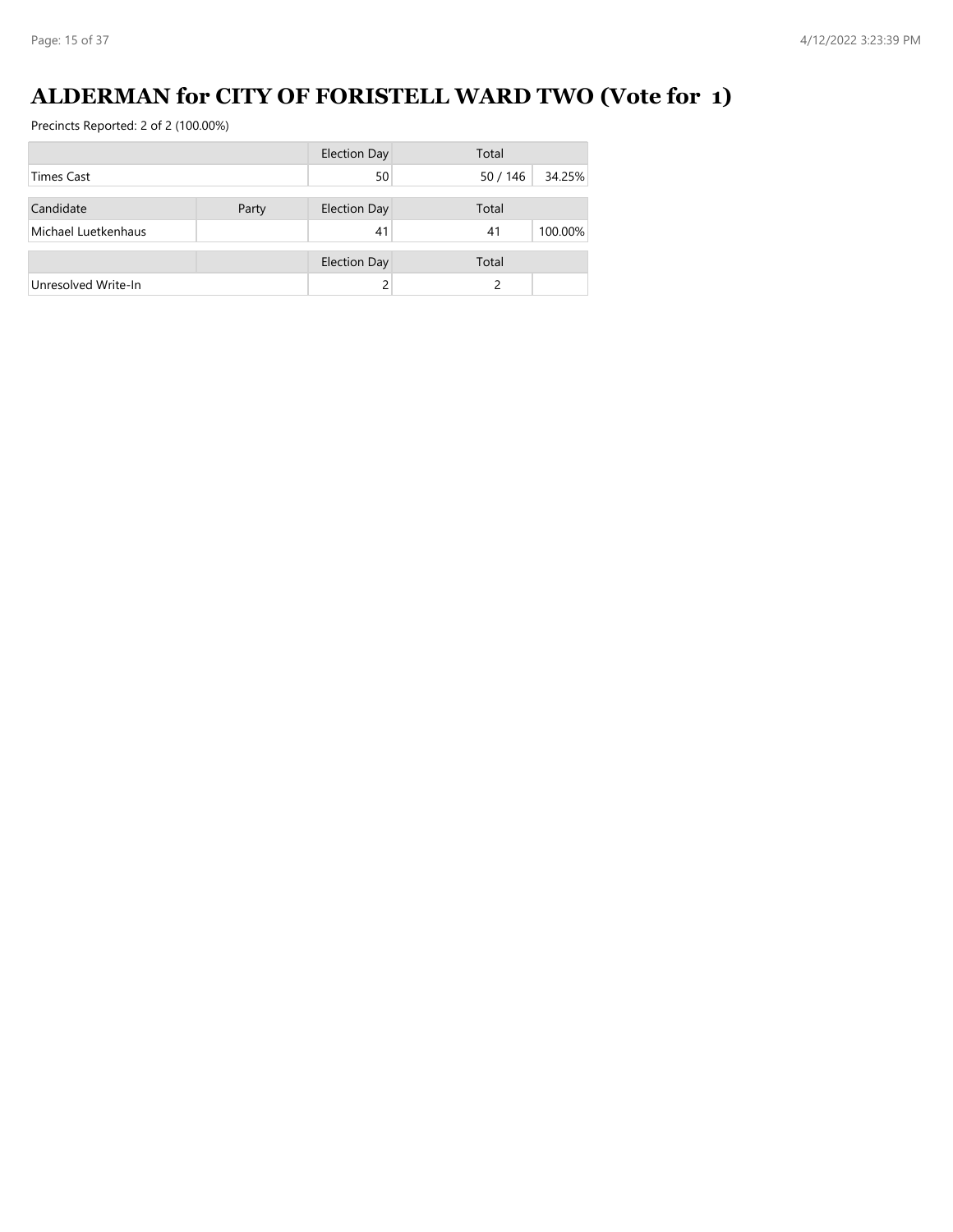# ALDERMAN for CITY OF FORISTELL WARD TWO (Vote for 1)

Precincts Reported: 2 of 2 (100.00%)

| | | Election Day | Total | |
|---|---|---|---|---|
| Times Cast | | 50 | 50 / 146 | 34.25% |

| Candidate | Party | Election Day | Total | |
|---|---|---|---|---|
| Michael Luetkenhaus | | 41 | 41 | 100.00% |

| | | Election Day | Total | |
|---|---|---|---|---|
| Unresolved Write-In | | 2 | 2 | |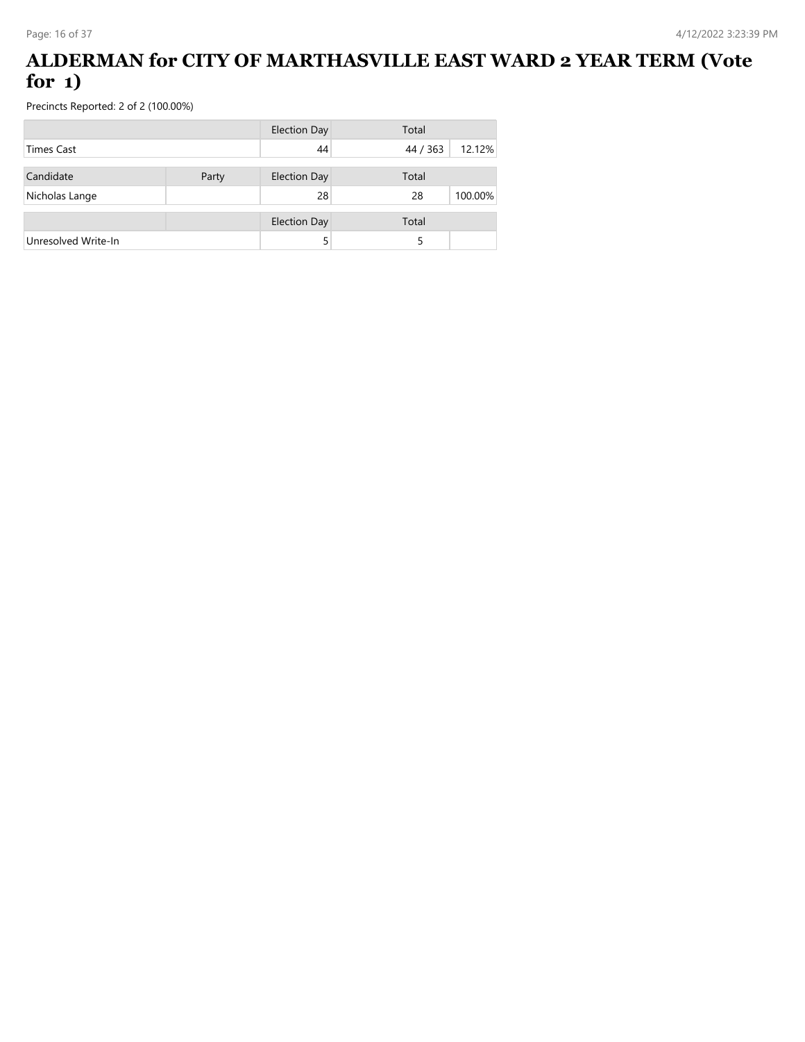# ALDERMAN for CITY OF MARTHASVILLE EAST WARD 2 YEAR TERM (Vote for 1)

Precincts Reported: 2 of 2 (100.00%)

| | | Election Day | Total | |
|---|---|---|---|---|
| Times Cast | | 44 | 44 / 363 | 12.12% |

| Candidate | Party | Election Day | Total | |
|---|---|---|---|---|
| Nicholas Lange | | 28 | 28 | 100.00% |

| | | Election Day | Total | |
|---|---|---|---|---|
| Unresolved Write-In | | 5 | 5 | |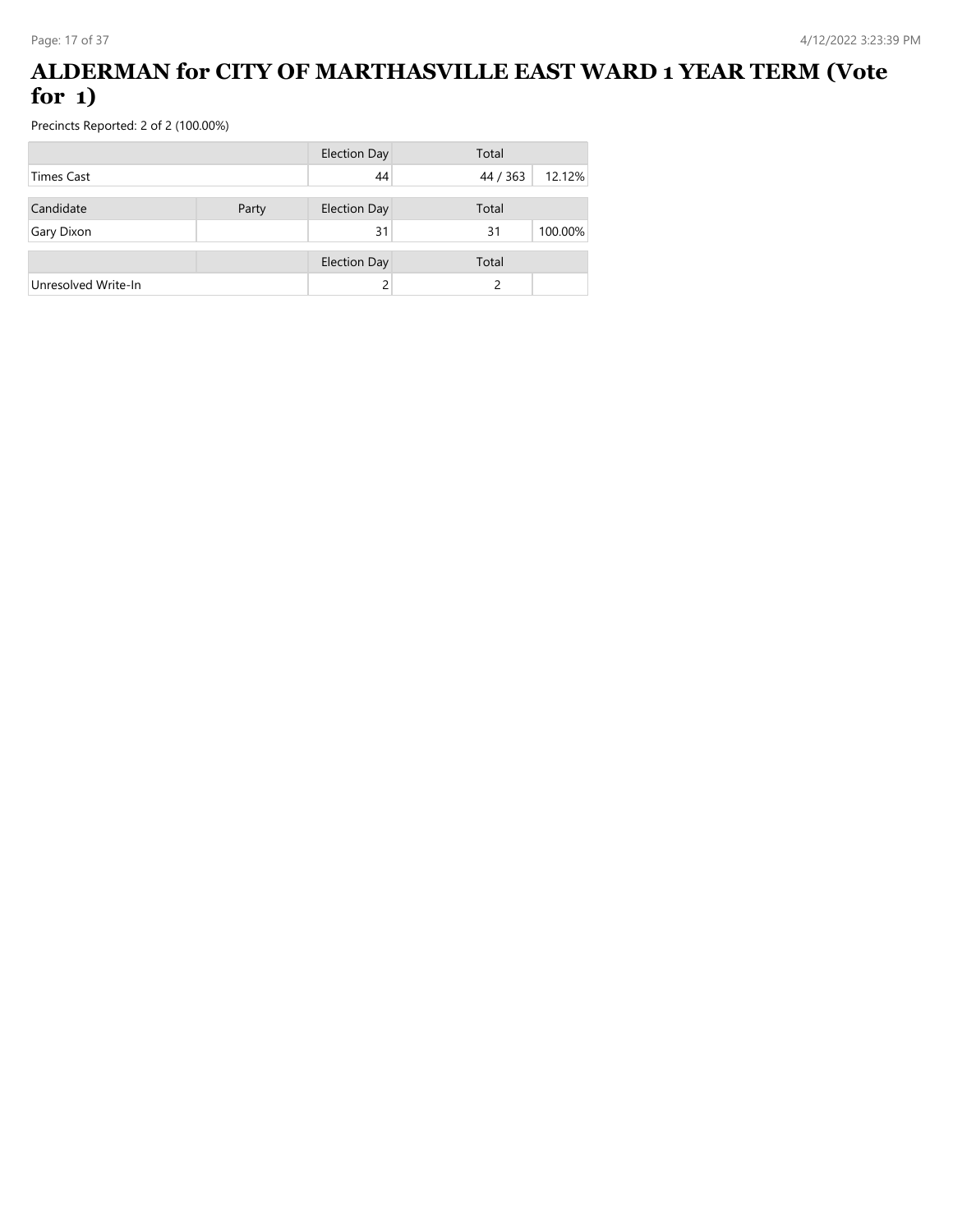# ALDERMAN for CITY OF MARTHASVILLE EAST WARD 1 YEAR TERM (Vote for 1)

Precincts Reported: 2 of 2 (100.00%)

| | | Election Day | Total | |
|---|---|---|---|---|
| Times Cast | | 44 | 44 / 363 | 12.12% |

| Candidate | Party | Election Day | Total | |
|---|---|---|---|---|
| Gary Dixon | | 31 | 31 | 100.00% |

| | | Election Day | Total | |
|---|---|---|---|---|
| Unresolved Write-In | | 2 | 2 | |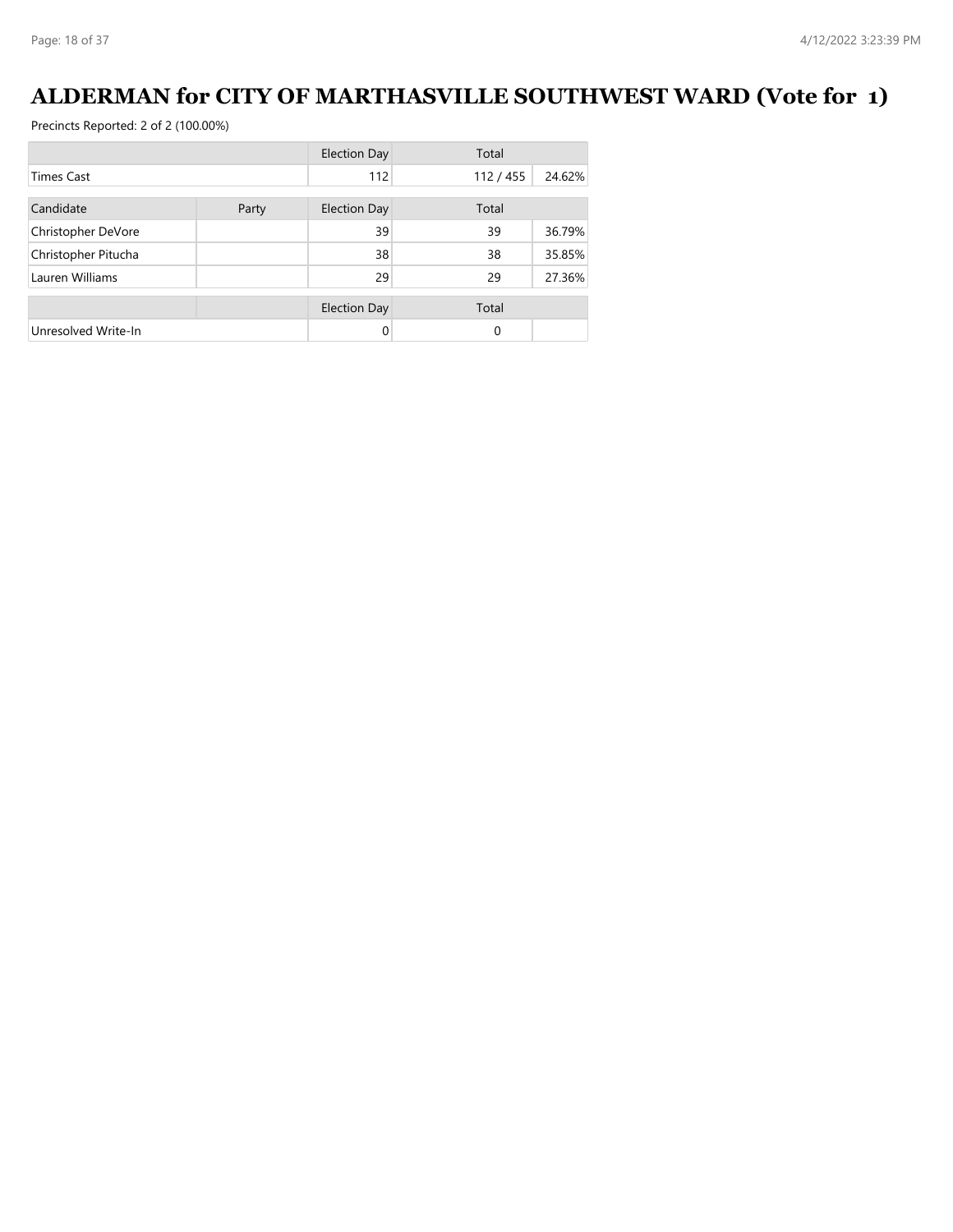# ALDERMAN for CITY OF MARTHASVILLE SOUTHWEST WARD (Vote for 1)

Precincts Reported: 2 of 2 (100.00%)

| | | Election Day | Total | |
|---|---|---|---|---|
| Times Cast | | 112 | 112 / 455 | 24.62% |

| Candidate | Party | Election Day | Total | |
|---|---|---|---|---|
| Christopher DeVore | | 39 | 39 | 36.79% |
| Christopher Pitucha | | 38 | 38 | 35.85% |
| Lauren Williams | | 29 | 29 | 27.36% |

| | | Election Day | Total | |
|---|---|---|---|---|
| Unresolved Write-In | | 0 | 0 | |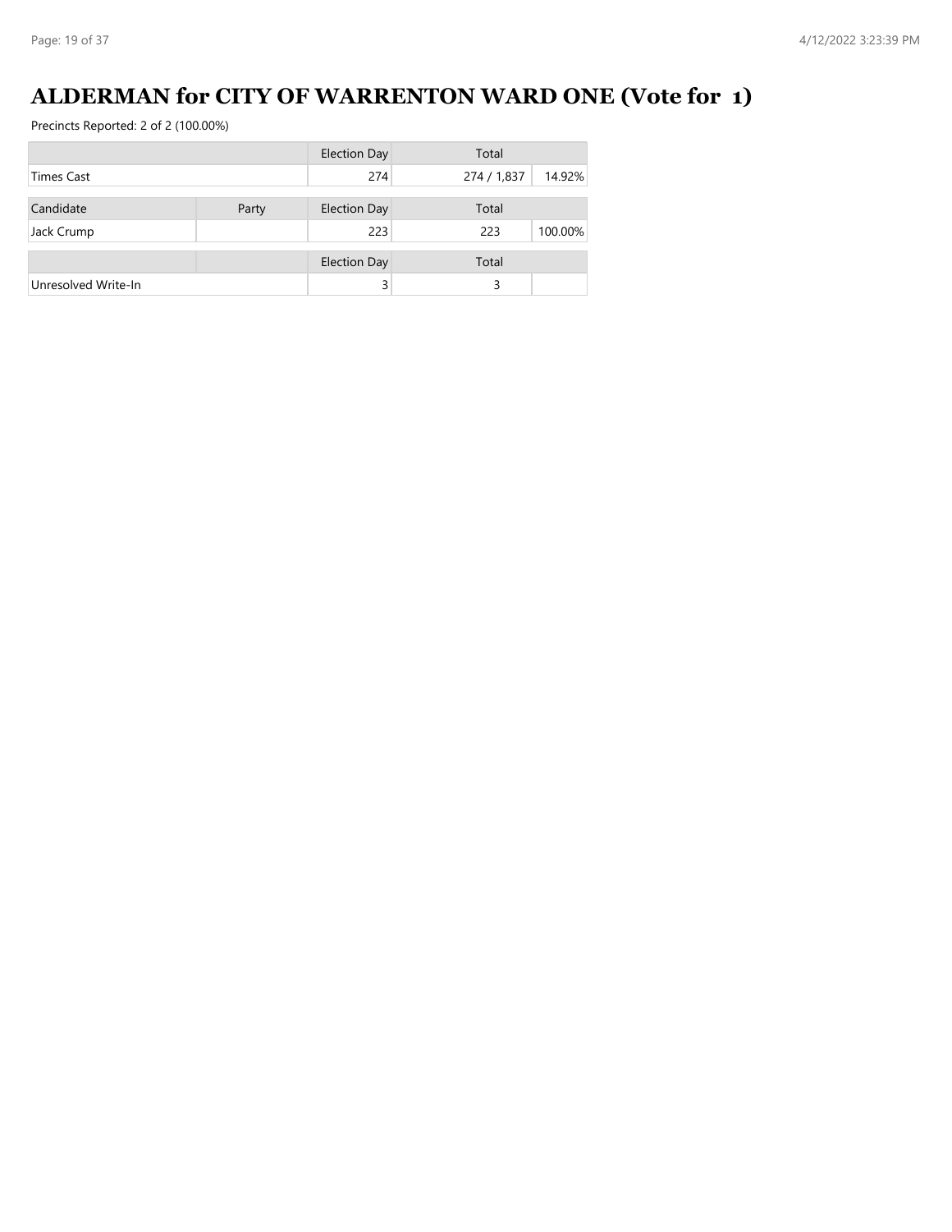# ALDERMAN for CITY OF WARRENTON WARD ONE (Vote for 1)

Precincts Reported: 2 of 2 (100.00%)

| | | Election Day | Total | |
|---|---|---|---|---|
| Times Cast | | 274 | 274 / 1,837 | 14.92% |

| Candidate | Party | Election Day | Total | |
|---|---|---|---|---|
| Jack Crump | | 223 | 223 | 100.00% |

| | | Election Day | Total | |
|---|---|---|---|---|
| Unresolved Write-In | | 3 | 3 | |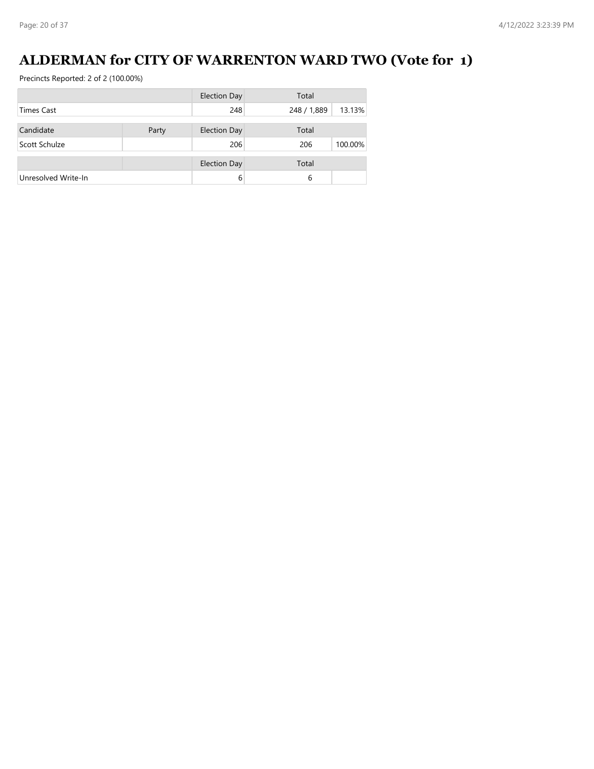# ALDERMAN for CITY OF WARRENTON WARD TWO (Vote for 1)

Precincts Reported: 2 of 2 (100.00%)

| | | Election Day | Total | |
|---|---|---|---|---|
| Times Cast | | 248 | 248 / 1,889 | 13.13% |

| Candidate | Party | Election Day | Total | |
|---|---|---|---|---|
| Scott Schulze | | 206 | 206 | 100.00% |

| | | Election Day | Total | |
|---|---|---|---|---|
| Unresolved Write-In | | 6 | 6 | |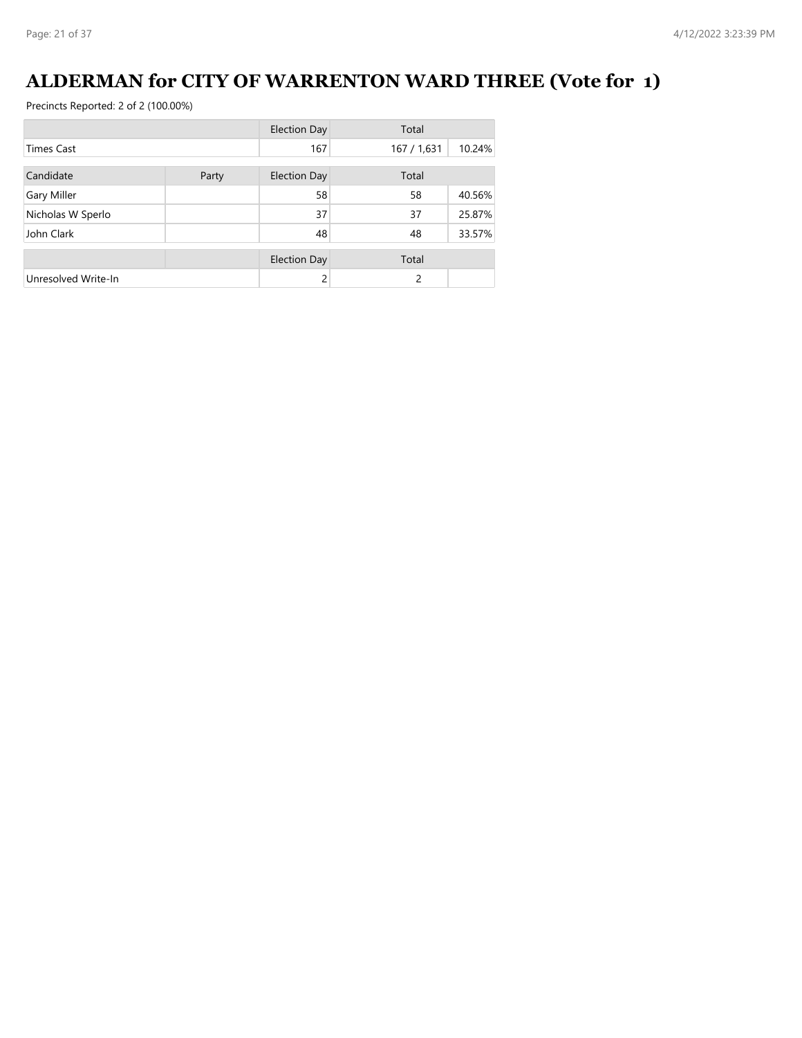# ALDERMAN for CITY OF WARRENTON WARD THREE (Vote for 1)

Precincts Reported: 2 of 2 (100.00%)

| | | Election Day | Total | |
|---|---|---|---|---|
| Times Cast | | 167 | 167 / 1,631 | 10.24% |

| Candidate | Party | Election Day | Total | |
|---|---|---|---|---|
| Gary Miller | | 58 | 58 | 40.56% |
| Nicholas W Sperlo | | 37 | 37 | 25.87% |
| John Clark | | 48 | 48 | 33.57% |

| | | Election Day | Total | |
|---|---|---|---|---|
| Unresolved Write-In | | 2 | 2 | |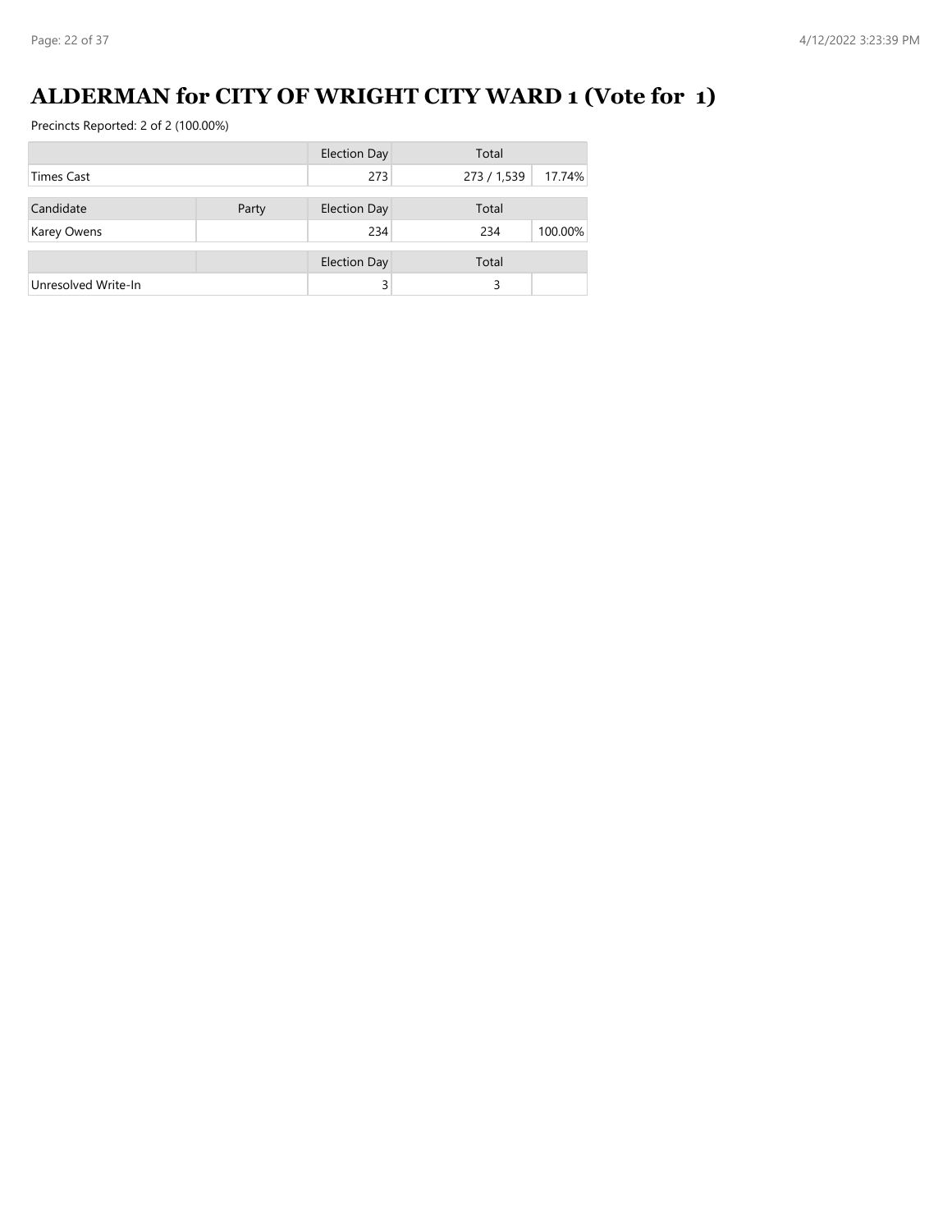# ALDERMAN for CITY OF WRIGHT CITY WARD 1 (Vote for 1)

Precincts Reported: 2 of 2 (100.00%)

| | | Election Day | Total | |
|---|---|---|---|---|
| Times Cast | | 273 | 273 / 1,539 | 17.74% |

| Candidate | Party | Election Day | Total | |
|---|---|---|---|---|
| Karey Owens | | 234 | 234 | 100.00% |

| | | Election Day | Total | |
|---|---|---|---|---|
| Unresolved Write-In | | 3 | 3 | |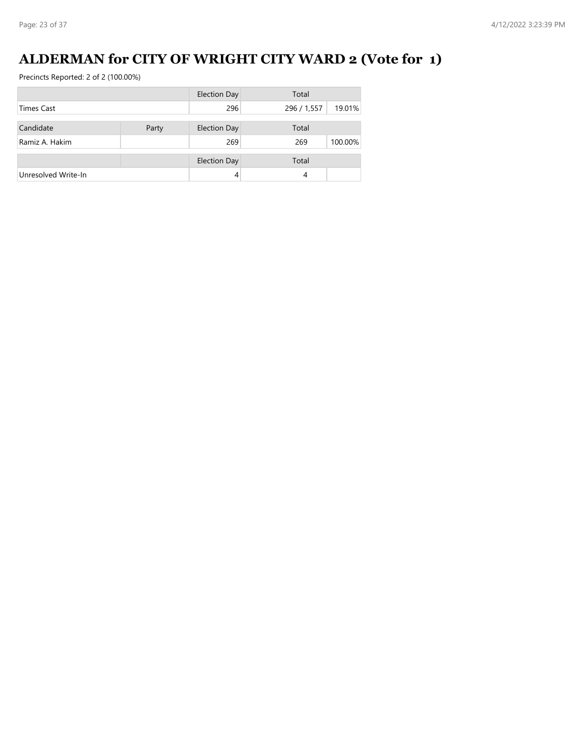# ALDERMAN for CITY OF WRIGHT CITY WARD 2 (Vote for 1)

Precincts Reported: 2 of 2 (100.00%)

| | | Election Day | Total | |
|---|---|---|---|---|
| Times Cast | | 296 | 296 / 1,557 | 19.01% |

| Candidate | Party | Election Day | Total | |
|---|---|---|---|---|
| Ramiz A. Hakim | | 269 | 269 | 100.00% |

| | | Election Day | Total | |
|---|---|---|---|---|
| Unresolved Write-In | | 4 | 4 | |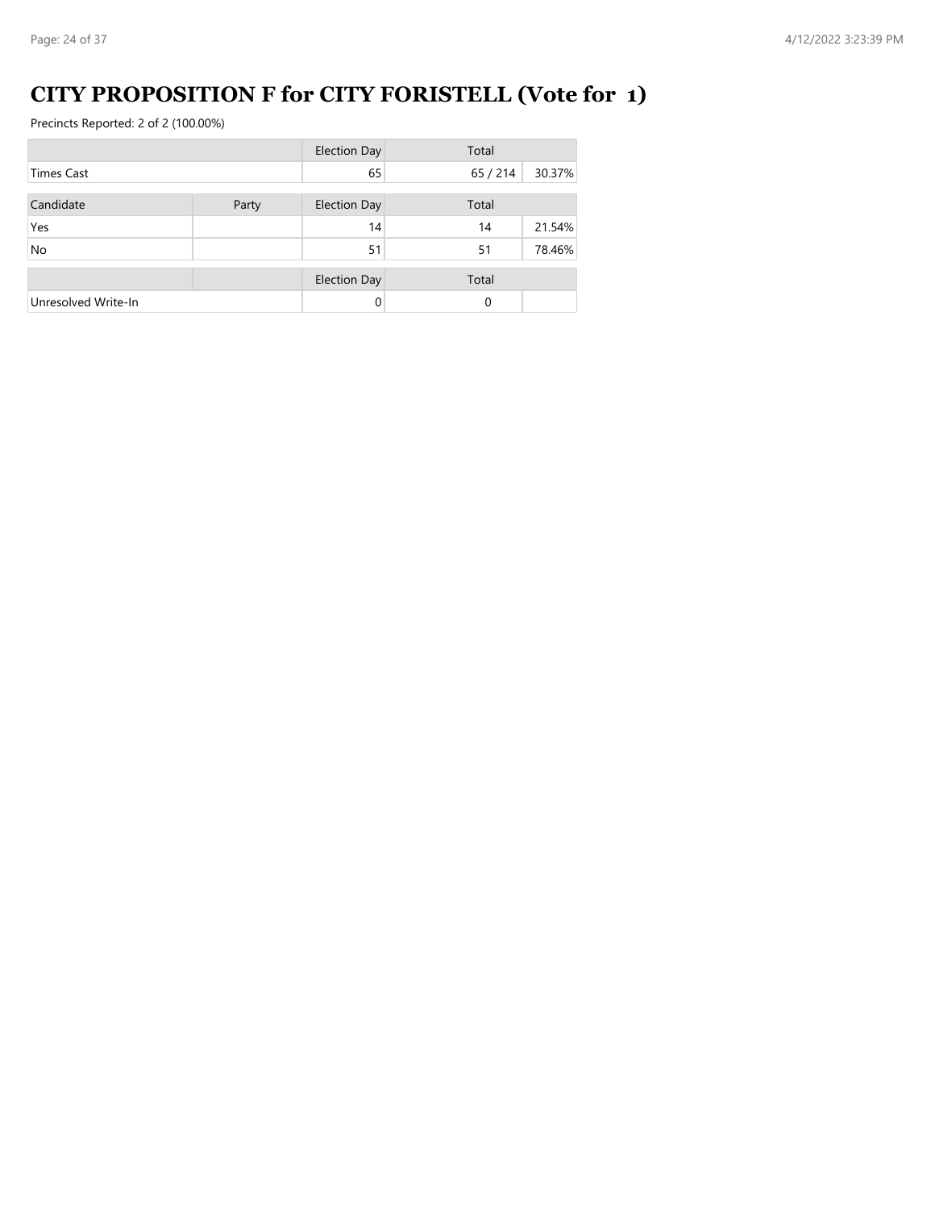# CITY PROPOSITION F for CITY FORISTELL (Vote for 1)

Precincts Reported: 2 of 2 (100.00%)

| | | Election Day | Total | |
|---|---|---|---|---|
| Times Cast | | 65 | 65 / 214 | 30.37% |

| Candidate | Party | Election Day | Total | |
|---|---|---|---|---|
| Yes | | 14 | 14 | 21.54% |
| No | | 51 | 51 | 78.46% |

| | | Election Day | Total | |
|---|---|---|---|---|
| Unresolved Write-In | | 0 | 0 | |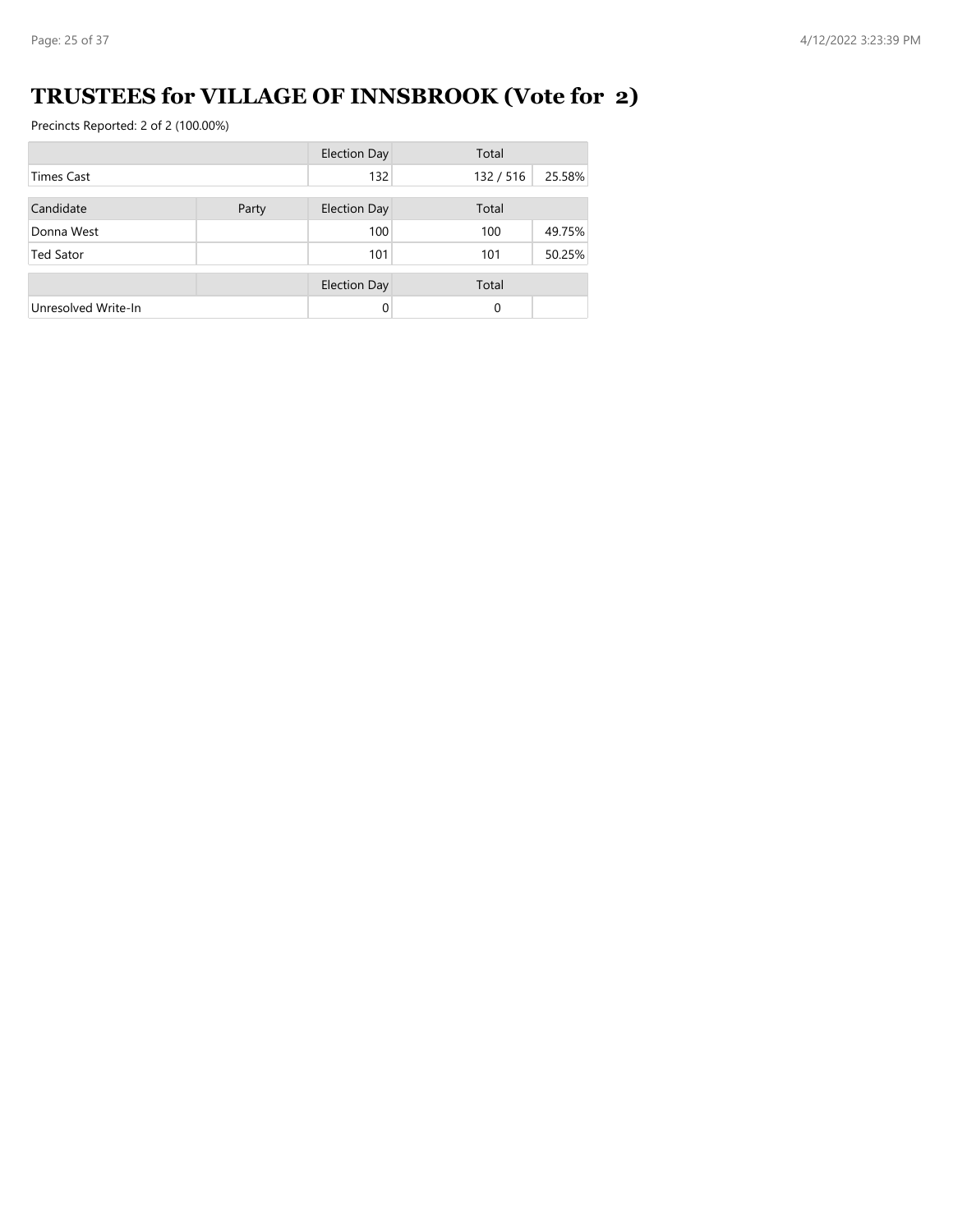# TRUSTEES for VILLAGE OF INNSBROOK (Vote for 2)

Precincts Reported: 2 of 2 (100.00%)

| | | Election Day | Total | |
|---|---|---|---|---|
| Times Cast | | 132 | 132 / 516 | 25.58% |

| Candidate | Party | Election Day | Total | |
|---|---|---|---|---|
| Donna West | | 100 | 100 | 49.75% |
| Ted Sator | | 101 | 101 | 50.25% |

| | | Election Day | Total | |
|---|---|---|---|---|
| Unresolved Write-In | | 0 | 0 | |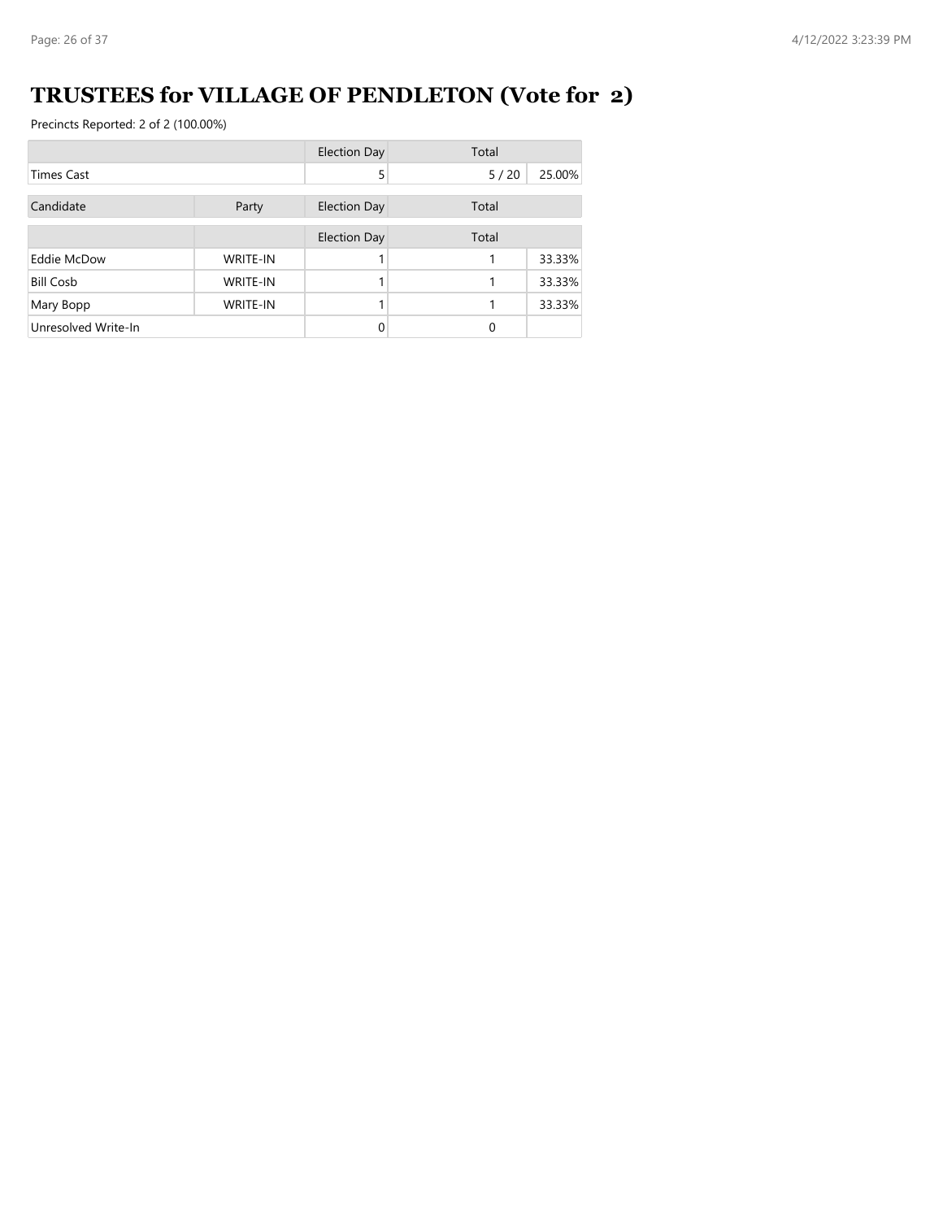# TRUSTEES for VILLAGE OF PENDLETON (Vote for 2)

Precincts Reported: 2 of 2 (100.00%)

| | | Election Day | Total | |
|---|---|---|---|---|
| Times Cast | | 5 | 5 / 20 | 25.00% |

| Candidate | Party | Election Day | Total | |
|---|---|---|---|---|
| | | Election Day | Total | |
| Eddie McDow | WRITE-IN | 1 | 1 | 33.33% |
| Bill Cosb | WRITE-IN | 1 | 1 | 33.33% |
| Mary Bopp | WRITE-IN | 1 | 1 | 33.33% |
| Unresolved Write-In | | 0 | 0 | |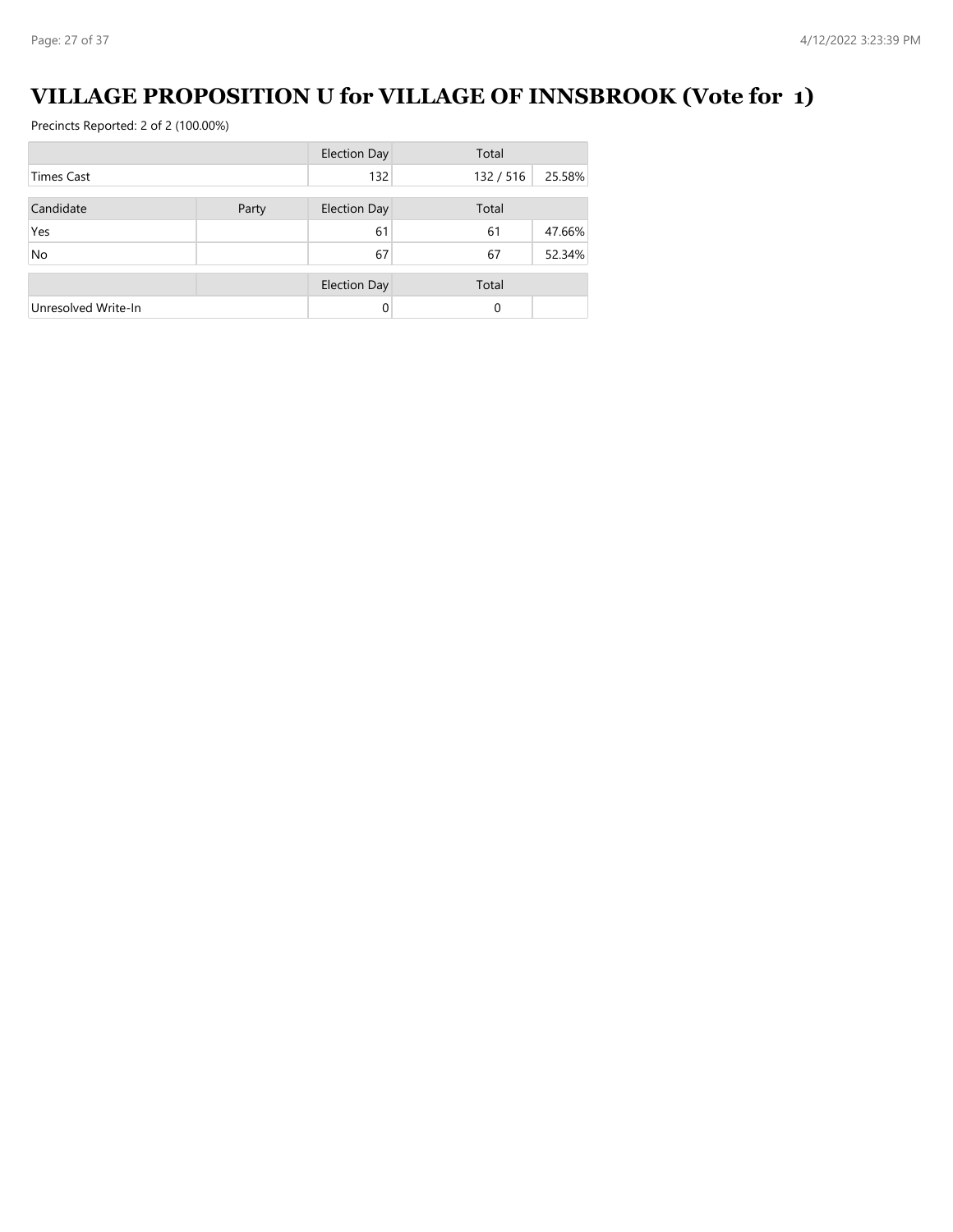# VILLAGE PROPOSITION U for VILLAGE OF INNSBROOK (Vote for 1)

Precincts Reported: 2 of 2 (100.00%)

| | | Election Day | Total | |
|---|---|---|---|---|
| Times Cast | | 132 | 132 / 516 | 25.58% |

| Candidate | Party | Election Day | Total | |
|---|---|---|---|---|
| Yes | | 61 | 61 | 47.66% |
| No | | 67 | 67 | 52.34% |

| | | Election Day | Total | |
|---|---|---|---|---|
| Unresolved Write-In | | 0 | 0 | |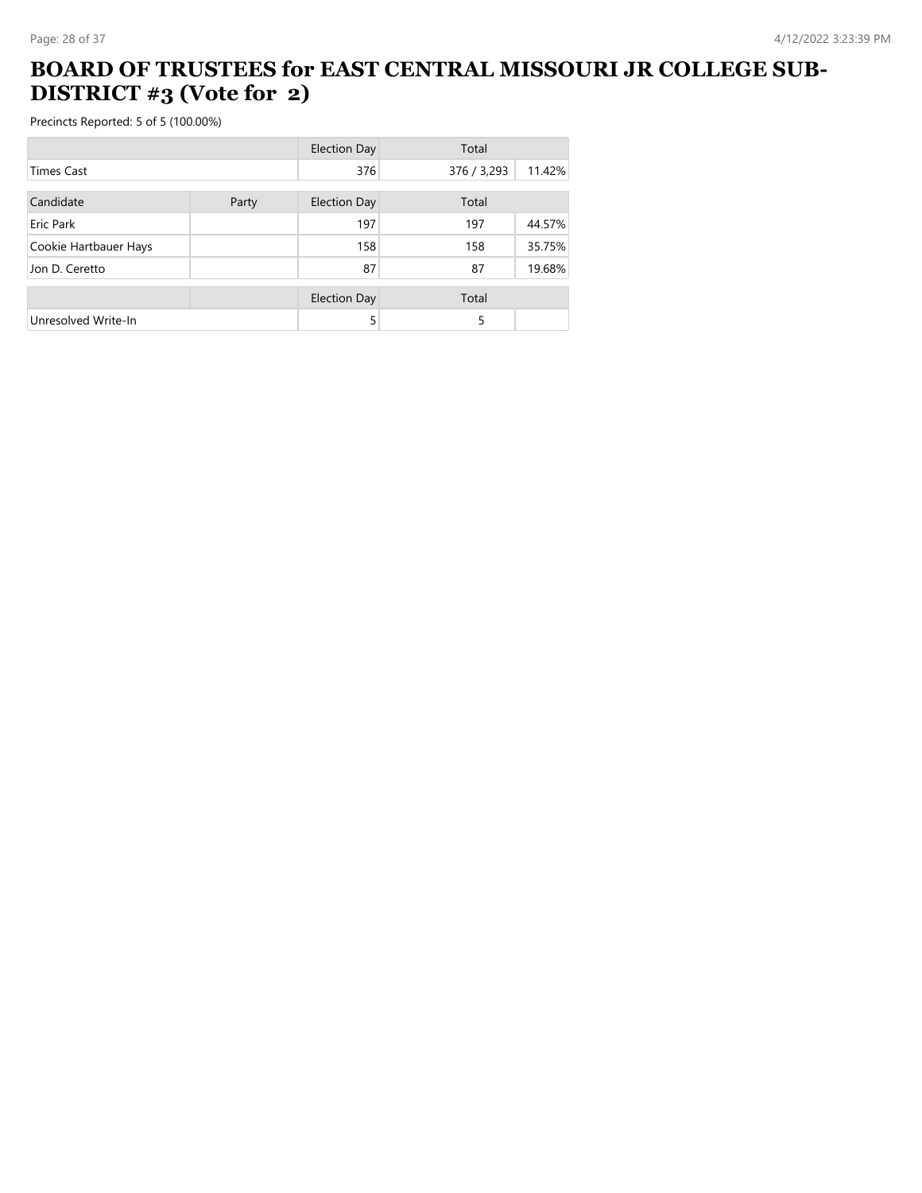# BOARD OF TRUSTEES for EAST CENTRAL MISSOURI JR COLLEGE SUB-DISTRICT #3 (Vote for 2)

Precincts Reported: 5 of 5 (100.00%)

| | | Election Day | Total | |
|---|---|---|---|---|
| Times Cast | | 376 | 376 / 3,293 | 11.42% |

| Candidate | Party | Election Day | Total | |
|---|---|---|---|---|
| Eric Park | | 197 | 197 | 44.57% |
| Cookie Hartbauer Hays | | 158 | 158 | 35.75% |
| Jon D. Ceretto | | 87 | 87 | 19.68% |

| | | Election Day | Total | |
|---|---|---|---|---|
| Unresolved Write-In | | 5 | 5 | |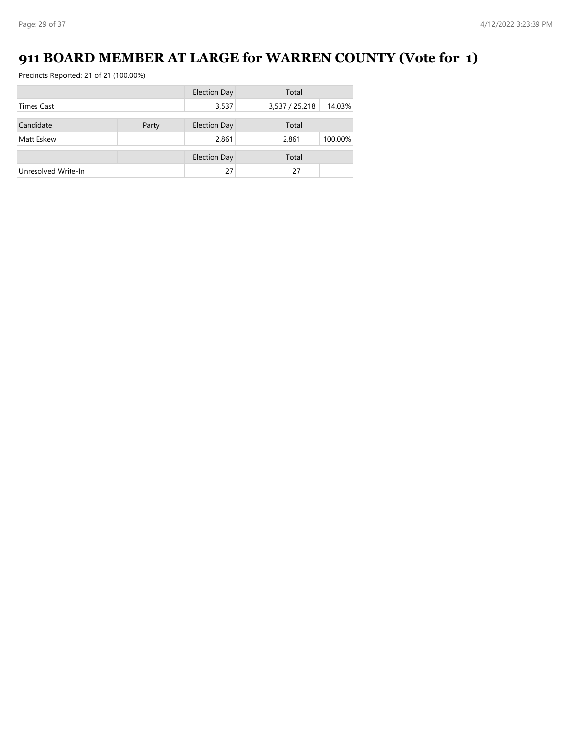# 911 BOARD MEMBER AT LARGE for WARREN COUNTY (Vote for 1)

Precincts Reported: 21 of 21 (100.00%)

| | | Election Day | Total | |
|---|---|---|---|---|
| Times Cast | | 3,537 | 3,537 / 25,218 | 14.03% |

| Candidate | Party | Election Day | Total | |
|---|---|---|---|---|
| Matt Eskew | | 2,861 | 2,861 | 100.00% |

| | | Election Day | Total | |
|---|---|---|---|---|
| Unresolved Write-In | | 27 | 27 | |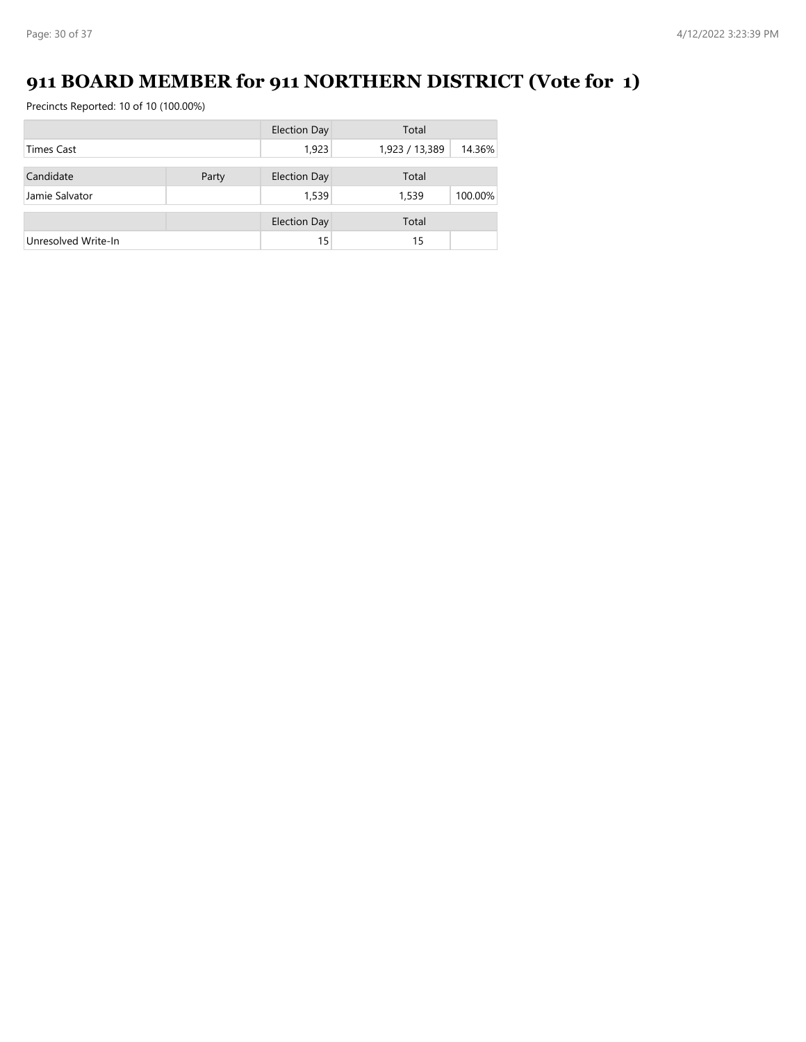# 911 BOARD MEMBER for 911 NORTHERN DISTRICT (Vote for 1)

Precincts Reported: 10 of 10 (100.00%)

| | | Election Day | Total | |
|---|---|---|---|---|
| Times Cast | | 1,923 | 1,923 / 13,389 | 14.36% |

| Candidate | Party | Election Day | Total | |
|---|---|---|---|---|
| Jamie Salvator | | 1,539 | 1,539 | 100.00% |

| | | Election Day | Total | |
|---|---|---|---|---|
| Unresolved Write-In | | 15 | 15 | |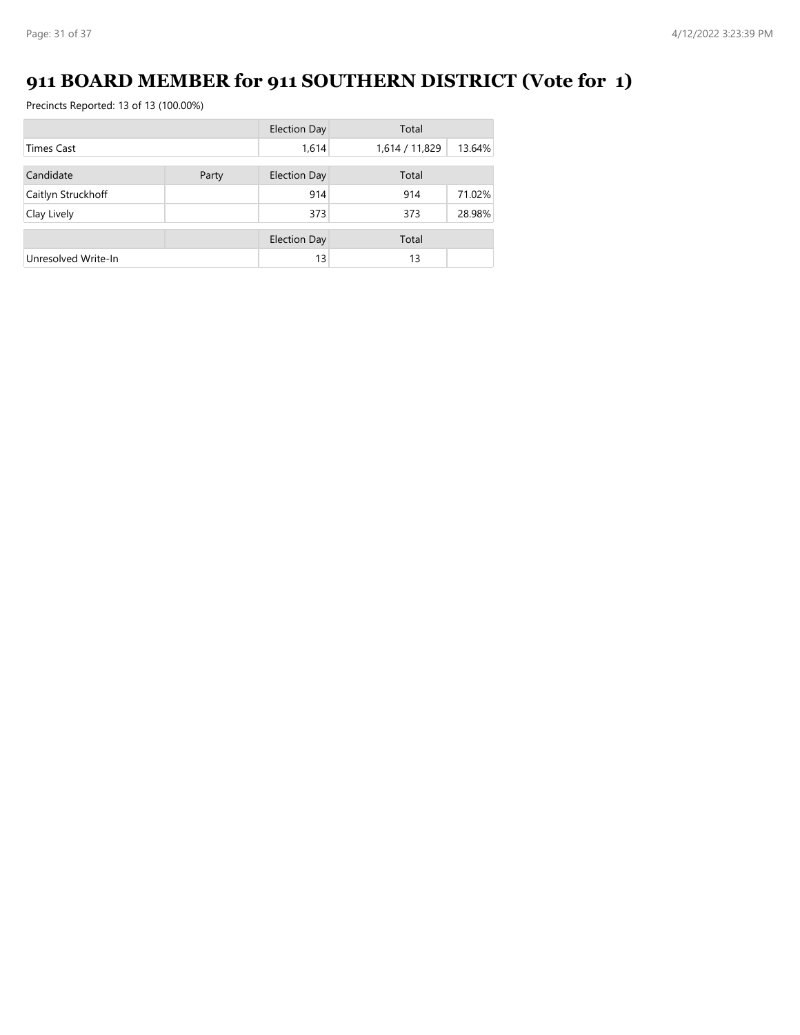# 911 BOARD MEMBER for 911 SOUTHERN DISTRICT (Vote for 1)

Precincts Reported: 13 of 13 (100.00%)

| | | Election Day | Total | |
|---|---|---|---|---|
| Times Cast | | 1,614 | 1,614 / 11,829 | 13.64% |

| Candidate | Party | Election Day | Total | |
|---|---|---|---|---|
| Caitlyn Struckhoff | | 914 | 914 | 71.02% |
| Clay Lively | | 373 | 373 | 28.98% |

| | | Election Day | Total | |
|---|---|---|---|---|
| Unresolved Write-In | | 13 | 13 | |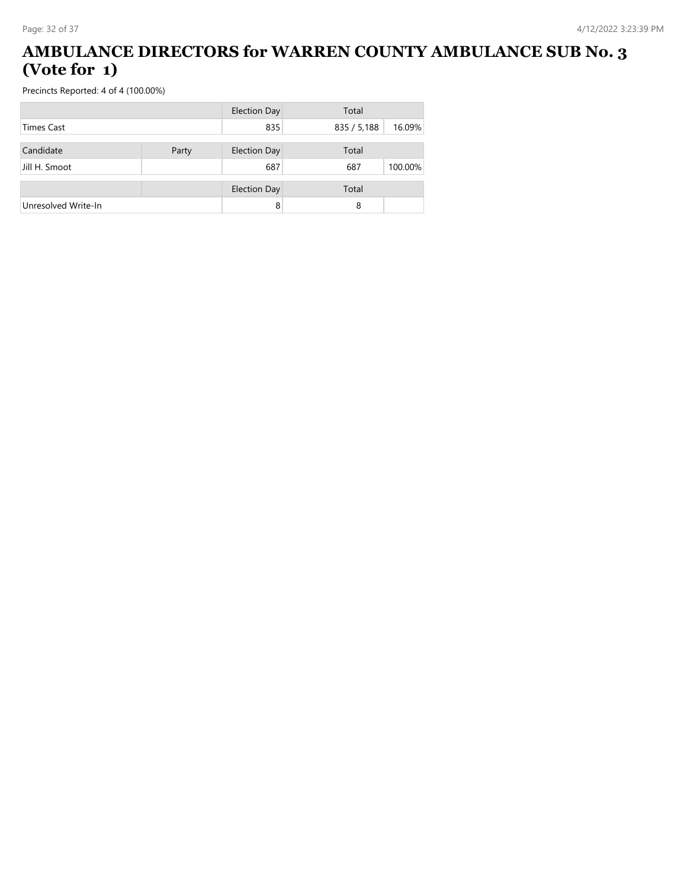# AMBULANCE DIRECTORS for WARREN COUNTY AMBULANCE SUB No. 3 (Vote for 1)

Precincts Reported: 4 of 4 (100.00%)

| | | Election Day | Total | |
|---|---|---|---|---|
| Times Cast | | 835 | 835 / 5,188 | 16.09% |

| Candidate | Party | Election Day | Total | |
|---|---|---|---|---|
| Jill H. Smoot | | 687 | 687 | 100.00% |

| | | Election Day | Total | |
|---|---|---|---|---|
| Unresolved Write-In | | 8 | 8 | |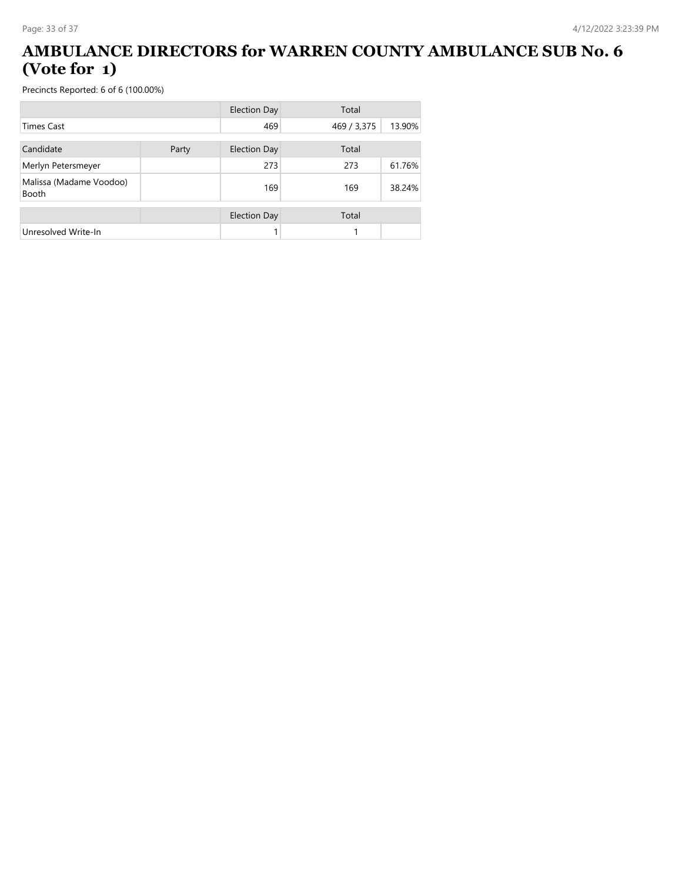# AMBULANCE DIRECTORS for WARREN COUNTY AMBULANCE SUB No. 6 (Vote for 1)

Precincts Reported: 6 of 6 (100.00%)

| | | Election Day | Total | |
|---|---|---|---|---|
| Times Cast | | 469 | 469 / 3,375 | 13.90% |

| Candidate | Party | Election Day | Total | |
|---|---|---|---|---|
| Merlyn Petersmeyer | | 273 | 273 | 61.76% |
| Malissa (Madame Voodoo) Booth | | 169 | 169 | 38.24% |

| | | Election Day | Total | |
|---|---|---|---|---|
| Unresolved Write-In | | 1 | 1 | |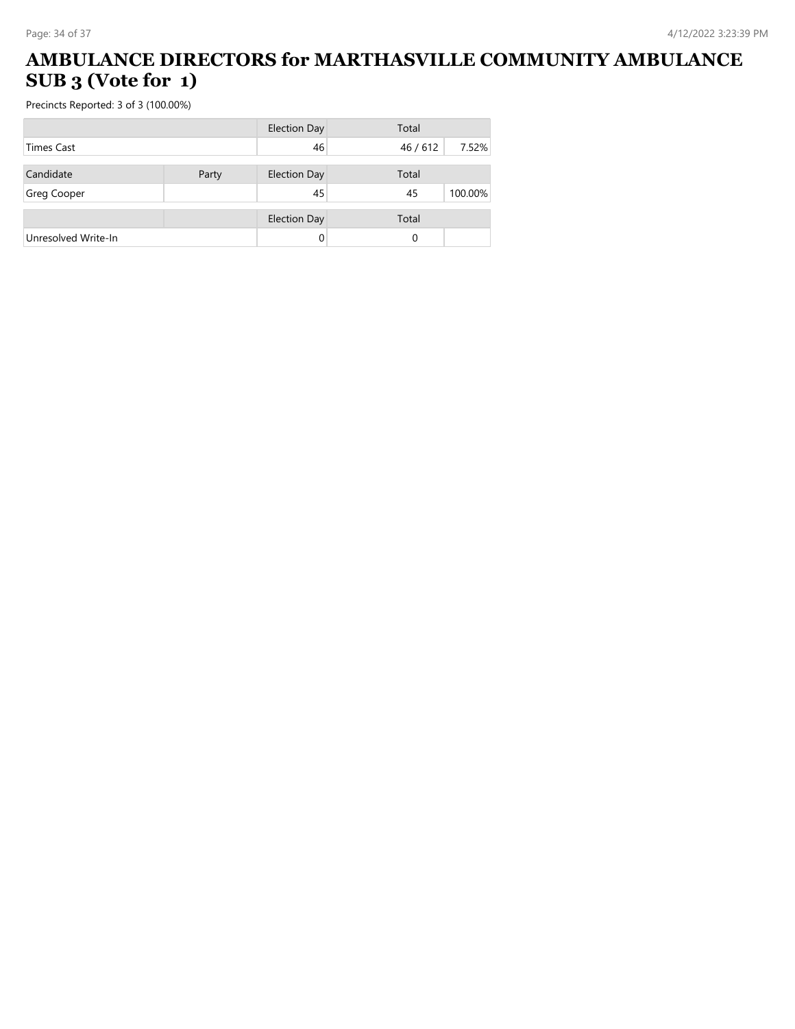# AMBULANCE DIRECTORS for MARTHASVILLE COMMUNITY AMBULANCE SUB 3 (Vote for 1)

Precincts Reported: 3 of 3 (100.00%)

| | | Election Day | Total | |
|---|---|---|---|---|
| Times Cast | | 46 | 46 / 612 | 7.52% |

| Candidate | Party | Election Day | Total | |
|---|---|---|---|---|
| Greg Cooper | | 45 | 45 | 100.00% |

| | | Election Day | Total | |
|---|---|---|---|---|
| Unresolved Write-In | | 0 | 0 | |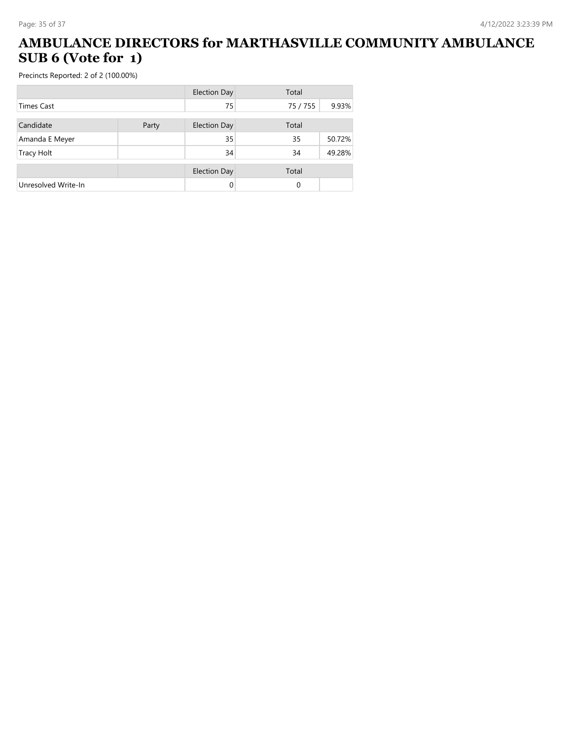# AMBULANCE DIRECTORS for MARTHASVILLE COMMUNITY AMBULANCE SUB 6 (Vote for 1)

Precincts Reported: 2 of 2 (100.00%)

| | | Election Day | Total | |
|---|---|---|---|---|
| Times Cast | | 75 | 75 / 755 | 9.93% |

| Candidate | Party | Election Day | Total | |
|---|---|---|---|---|
| Amanda E Meyer | | 35 | 35 | 50.72% |
| Tracy Holt | | 34 | 34 | 49.28% |

| | | Election Day | Total | |
|---|---|---|---|---|
| Unresolved Write-In | | 0 | 0 | |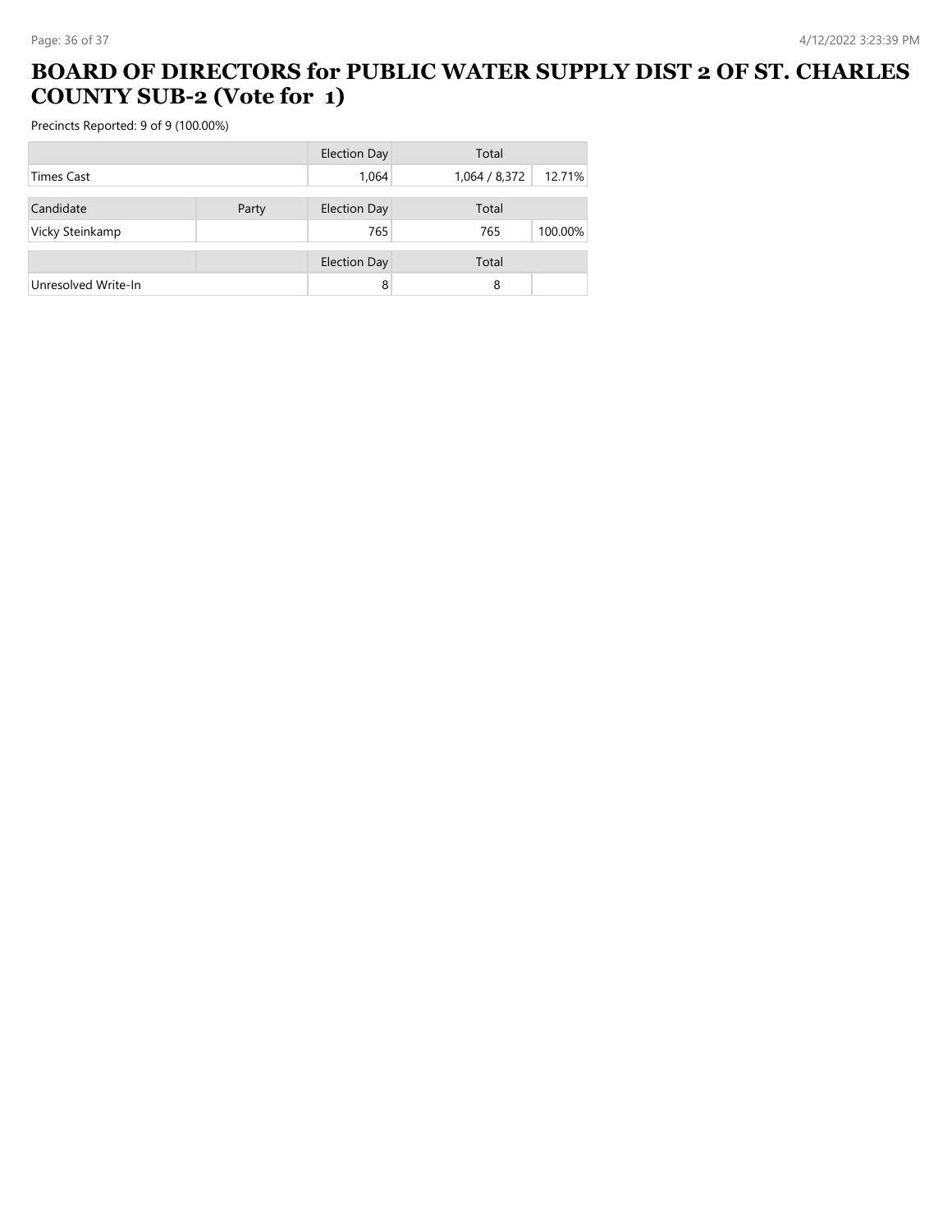# BOARD OF DIRECTORS for PUBLIC WATER SUPPLY DIST 2 OF ST. CHARLES COUNTY SUB-2 (Vote for 1)

Precincts Reported: 9 of 9 (100.00%)

| | | Election Day | Total | |
|---|---|---|---|---|
| Times Cast | | 1,064 | 1,064 / 8,372 | 12.71% |

| Candidate | Party | Election Day | Total | |
|---|---|---|---|---|
| Vicky Steinkamp | | 765 | 765 | 100.00% |

| | | Election Day | Total | |
|---|---|---|---|---|
| Unresolved Write-In | | 8 | 8 | |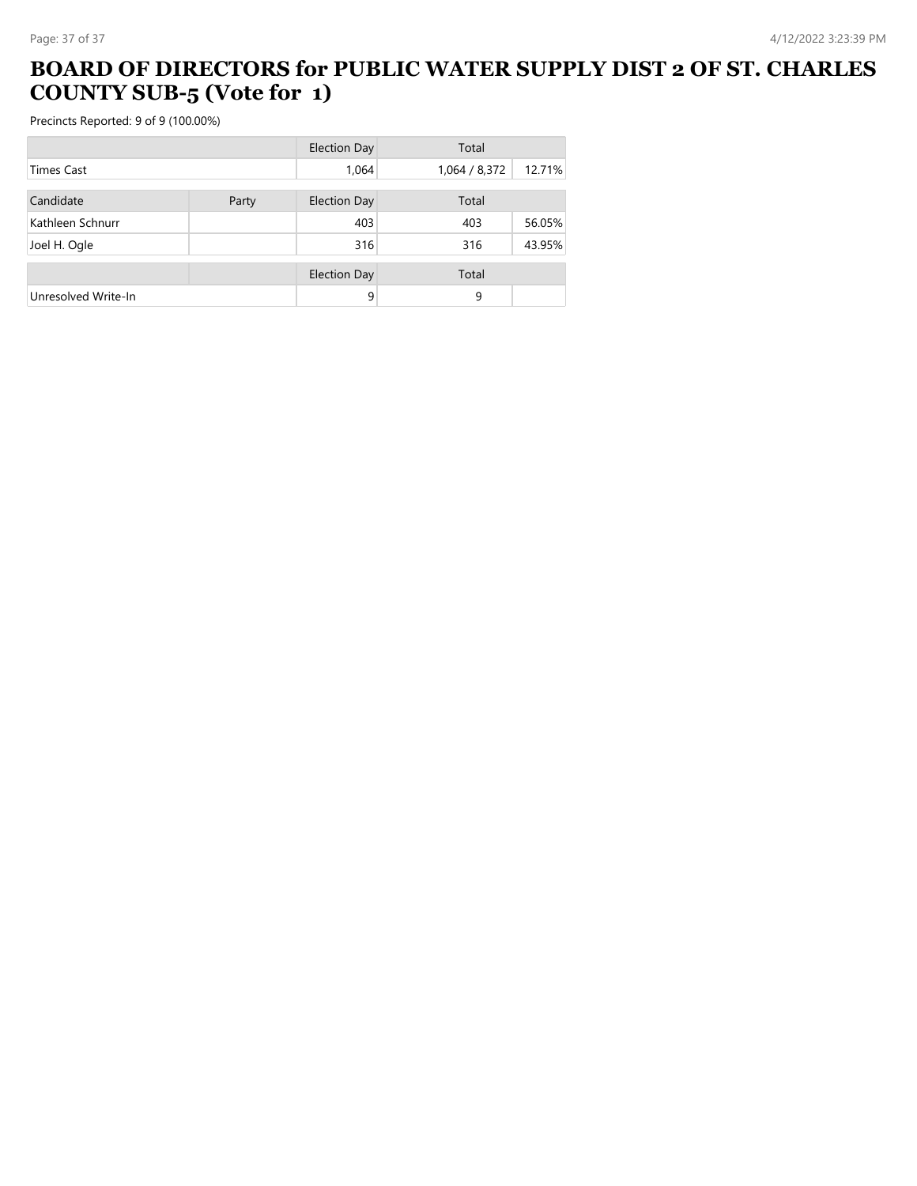# BOARD OF DIRECTORS for PUBLIC WATER SUPPLY DIST 2 OF ST. CHARLES COUNTY SUB-5 (Vote for 1)

Precincts Reported: 9 of 9 (100.00%)

| | | Election Day | Total | |
|---|---|---|---|---|
| Times Cast | | 1,064 | 1,064 / 8,372 | 12.71% |

| Candidate | Party | Election Day | Total | |
|---|---|---|---|---|
| Kathleen Schnurr | | 403 | 403 | 56.05% |
| Joel H. Ogle | | 316 | 316 | 43.95% |

| | | Election Day | Total | |
|---|---|---|---|---|
| Unresolved Write-In | | 9 | 9 | |